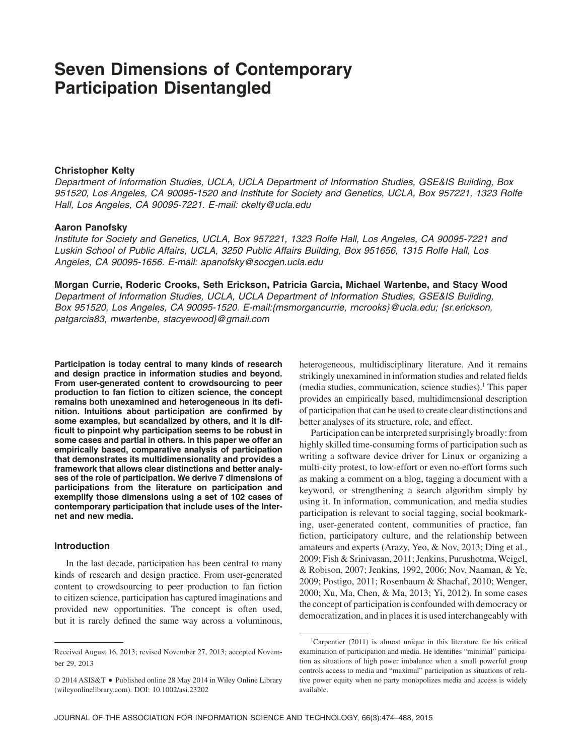# Seven Dimensions of Contemporary Participation Disentangled

**Christopher Kelty**

*Department of Information Studies, UCLA, UCLA Department of Information Studies, GSE&IS Building, Box 951520, Los Angeles, CA 90095-1520 and Institute for Society and Genetics, UCLA, Box 957221, 1323 Rolfe Hall, Los Angeles, CA 90095-7221. E-mail: ckelty@ucla.edu*

**Aaron Panofsky**

*Institute for Society and Genetics, UCLA, Box 957221, 1323 Rolfe Hall, Los Angeles, CA 90095-7221 and Luskin School of Public Affairs, UCLA, 3250 Public Affairs Building, Box 951656, 1315 Rolfe Hall, Los Angeles, CA 90095-1656. E-mail: apanofsky@socgen.ucla.edu*

**Morgan Currie, Roderic Crooks, Seth Erickson, Patricia Garcia, Michael Wartenbe, and Stacy Wood**

*Department of Information Studies, UCLA, UCLA Department of Information Studies, GSE&IS Building, Box 951520, Los Angeles, CA 90095-1520. E-mail:{msmorgancurrie, rncrooks}@ucla.edu; {sr.erickson, patgarcia83, mwartenbe, stacyewood}@gmail.com*

**Participation is today central to many kinds of research and design practice in information studies and beyond. From user-generated content to crowdsourcing to peer production to fan fiction to citizen science, the concept remains both unexamined and heterogeneous in its definition. Intuitions about participation are confirmed by some examples, but scandalized by others, and it is difficult to pinpoint why participation seems to be robust in some cases and partial in others. In this paper we offer an empirically based, comparative analysis of participation that demonstrates its multidimensionality and provides a framework that allows clear distinctions and better analyses of the role of participation. We derive 7 dimensions of participations from the literature on participation and exemplify those dimensions using a set of 102 cases of contemporary participation that include uses of the Internet and new media.**

## Introduction

In the last decade, participation has been central to many kinds of research and design practice. From user-generated content to crowdsourcing to peer production to fan fiction to citizen science, participation has captured imaginations and provided new opportunities. The concept is often used, but it is rarely defined the same way across a voluminous, heterogeneous, multidisciplinary literature. And it remains strikingly unexamined in information studies and related fields (media studies, communication, science studies).[1] This paper provides an empirically based, multidimensional description of participation that can be used to create clear distinctions and better analyses of its structure, role, and effect.

Participation can be interpreted surprisingly broadly: from highly skilled time-consuming forms of participation such as writing a software device driver for Linux or organizing a multi-city protest, to low-effort or even no-effort forms such as making a comment on a blog, tagging a document with a keyword, or strengthening a search algorithm simply by using it. In information, communication, and media studies participation is relevant to social tagging, social bookmarking, user-generated content, communities of practice, fan fiction, participatory culture, and the relationship between amateurs and experts (Arazy, Yeo, & Nov, 2013; Ding et al., 2009; Fish & Srinivasan, 2011; Jenkins, Purushotma, Weigel, & Robison, 2007; Jenkins, 1992, 2006; Nov, Naaman, & Ye, 2009; Postigo, 2011; Rosenbaum & Shachaf, 2010; Wenger, 2000; Xu, Ma, Chen, & Ma, 2013; Yi, 2012). In some cases the concept of participation is confounded with democracy or democratization, and in places it is used interchangeably with

---

Received August 16, 2013; revised November 27, 2013; accepted November 29, 2013

© 2014 ASIS&T • Published online 28 May 2014 in Wiley Online Library (wileyonlinelibrary.com). DOI: 10.1002/asi.23202

[1] Carpentier (2011) is almost unique in this literature for his critical examination of participation and media. He identifies "minimal" participation as situations of high power imbalance when a small powerful group controls access to media and "maximal" participation as situations of relative power equity when no party monopolizes media and access is widely available.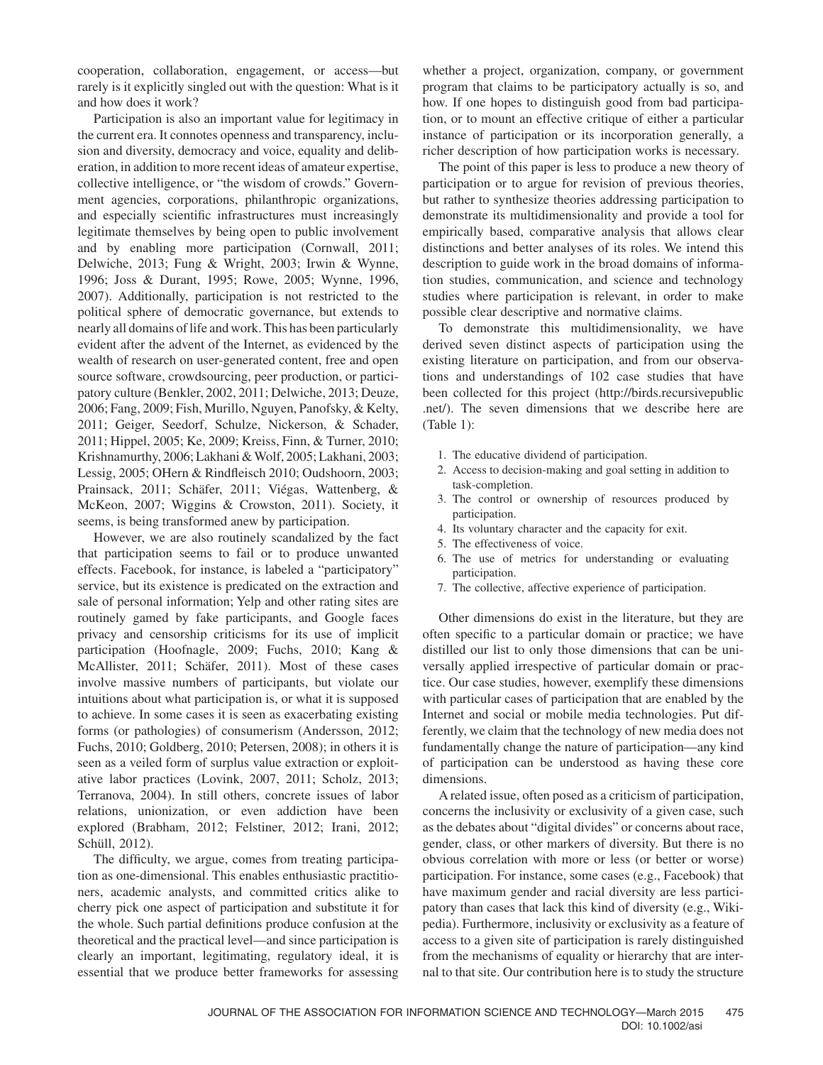cooperation, collaboration, engagement, or access—but rarely is it explicitly singled out with the question: What is it and how does it work?

Participation is also an important value for legitimacy in the current era. It connotes openness and transparency, inclusion and diversity, democracy and voice, equality and deliberation, in addition to more recent ideas of amateur expertise, collective intelligence, or "the wisdom of crowds." Government agencies, corporations, philanthropic organizations, and especially scientific infrastructures must increasingly legitimate themselves by being open to public involvement and by enabling more participation (Cornwall, 2011; Delwiche, 2013; Fung & Wright, 2003; Irwin & Wynne, 1996; Joss & Durant, 1995; Rowe, 2005; Wynne, 1996, 2007). Additionally, participation is not restricted to the political sphere of democratic governance, but extends to nearly all domains of life and work. This has been particularly evident after the advent of the Internet, as evidenced by the wealth of research on user-generated content, free and open source software, crowdsourcing, peer production, or participatory culture (Benkler, 2002, 2011; Delwiche, 2013; Deuze, 2006; Fang, 2009; Fish, Murillo, Nguyen, Panofsky, & Kelty, 2011; Geiger, Seedorf, Schulze, Nickerson, & Schader, 2011; Hippel, 2005; Ke, 2009; Kreiss, Finn, & Turner, 2010; Krishnamurthy, 2006; Lakhani & Wolf, 2005; Lakhani, 2003; Lessig, 2005; OHern & Rindfleisch 2010; Oudshoorn, 2003; Prainsack, 2011; Schäfer, 2011; Viégas, Wattenberg, & McKeon, 2007; Wiggins & Crowston, 2011). Society, it seems, is being transformed anew by participation.

However, we are also routinely scandalized by the fact that participation seems to fail or to produce unwanted effects. Facebook, for instance, is labeled a "participatory" service, but its existence is predicated on the extraction and sale of personal information; Yelp and other rating sites are routinely gamed by fake participants, and Google faces privacy and censorship criticisms for its use of implicit participation (Hoofnagle, 2009; Fuchs, 2010; Kang & McAllister, 2011; Schäfer, 2011). Most of these cases involve massive numbers of participants, but violate our intuitions about what participation is, or what it is supposed to achieve. In some cases it is seen as exacerbating existing forms (or pathologies) of consumerism (Andersson, 2012; Fuchs, 2010; Goldberg, 2010; Petersen, 2008); in others it is seen as a veiled form of surplus value extraction or exploitative labor practices (Lovink, 2007, 2011; Scholz, 2013; Terranova, 2004). In still others, concrete issues of labor relations, unionization, or even addiction have been explored (Brabham, 2012; Felstiner, 2012; Irani, 2012; Schüll, 2012).

The difficulty, we argue, comes from treating participation as one-dimensional. This enables enthusiastic practitioners, academic analysts, and committed critics alike to cherry pick one aspect of participation and substitute it for the whole. Such partial definitions produce confusion at the theoretical and the practical level—and since participation is clearly an important, legitimating, regulatory ideal, it is essential that we produce better frameworks for assessing whether a project, organization, company, or government program that claims to be participatory actually is so, and how. If one hopes to distinguish good from bad participation, or to mount an effective critique of either a particular instance of participation or its incorporation generally, a richer description of how participation works is necessary.

The point of this paper is less to produce a new theory of participation or to argue for revision of previous theories, but rather to synthesize theories addressing participation to demonstrate its multidimensionality and provide a tool for empirically based, comparative analysis that allows clear distinctions and better analyses of its roles. We intend this description to guide work in the broad domains of information studies, communication, and science and technology studies where participation is relevant, in order to make possible clear descriptive and normative claims.

To demonstrate this multidimensionality, we have derived seven distinct aspects of participation using the existing literature on participation, and from our observations and understandings of 102 case studies that have been collected for this project (http://birds.recursivepublic.net/). The seven dimensions that we describe here are (Table 1):

1. The educative dividend of participation.
2. Access to decision-making and goal setting in addition to task-completion.
3. The control or ownership of resources produced by participation.
4. Its voluntary character and the capacity for exit.
5. The effectiveness of voice.
6. The use of metrics for understanding or evaluating participation.
7. The collective, affective experience of participation.

Other dimensions do exist in the literature, but they are often specific to a particular domain or practice; we have distilled our list to only those dimensions that can be universally applied irrespective of particular domain or practice. Our case studies, however, exemplify these dimensions with particular cases of participation that are enabled by the Internet and social or mobile media technologies. Put differently, we claim that the technology of new media does not fundamentally change the nature of participation—any kind of participation can be understood as having these core dimensions.

A related issue, often posed as a criticism of participation, concerns the inclusivity or exclusivity of a given case, such as the debates about "digital divides" or concerns about race, gender, class, or other markers of diversity. But there is no obvious correlation with more or less (or better or worse) participation. For instance, some cases (e.g., Facebook) that have maximum gender and racial diversity are less participatory than cases that lack this kind of diversity (e.g., Wikipedia). Furthermore, inclusivity or exclusivity as a feature of access to a given site of participation is rarely distinguished from the mechanisms of equality or hierarchy that are internal to that site. Our contribution here is to study the structure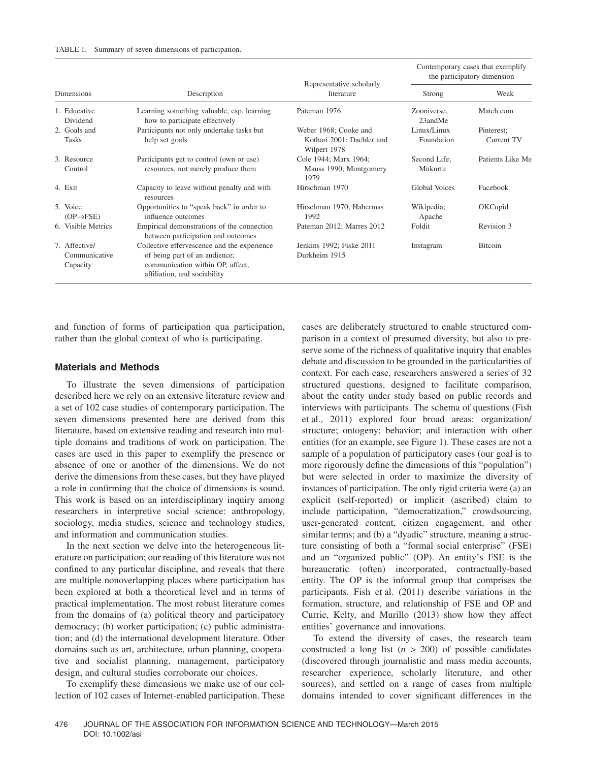TABLE 1. Summary of seven dimensions of participation.

| Dimensions | Description | Representative scholarly literature | Contemporary cases that exemplify the participatory dimension | |
|---|---|---|---|---|
| | | | Strong | Weak |
| 1. Educative Dividend | Learning something valuable, esp. learning how to participate effectively | Pateman 1976 | Zooniverse, 23andMe | Match.com |
| 2. Goals and Tasks | Participants not only undertake tasks but help set goals | Weber 1968; Cooke and Kothari 2001; Dachler and Wilpert 1978 | Linux/Linux Foundation | Pinterest; Current TV |
| 3. Resource Control | Participants get to control (own or use) resources, not merely produce them | Cole 1944; Marx 1964; Mauss 1990; Montgomery 1979 | Second Life; Mukurtu | Patients Like Me |
| 4. Exit | Capacity to leave without penalty and with resources | Hirschman 1970 | Global Voices | Facebook |
| 5. Voice (OP→FSE) | Opportunities to "speak back" in order to influence outcomes | Hirschman 1970; Habermas 1992 | Wikipedia; Apache | OKCupid |
| 6. Visible Metrics | Empirical demonstrations of the connection between participation and outcomes | Pateman 2012; Marres 2012 | Foldit | Revision 3 |
| 7. Affective/ Communicative Capacity | Collective effervescence and the experience of being part of an audience; communication within OP, affect, affiliation, and sociability | Jenkins 1992; Fiske 2011 Durkheim 1915 | Instagram | Bitcoin |

and function of forms of participation qua participation, rather than the global context of who is participating.

## Materials and Methods

To illustrate the seven dimensions of participation described here we rely on an extensive literature review and a set of 102 case studies of contemporary participation. The seven dimensions presented here are derived from this literature, based on extensive reading and research into multiple domains and traditions of work on participation. The cases are used in this paper to exemplify the presence or absence of one or another of the dimensions. We do not derive the dimensions from these cases, but they have played a role in confirming that the choice of dimensions is sound. This work is based on an interdisciplinary inquiry among researchers in interpretive social science: anthropology, sociology, media studies, science and technology studies, and information and communication studies.

In the next section we delve into the heterogeneous literature on participation; our reading of this literature was not confined to any particular discipline, and reveals that there are multiple nonoverlapping places where participation has been explored at both a theoretical level and in terms of practical implementation. The most robust literature comes from the domains of (a) political theory and participatory democracy; (b) worker participation; (c) public administration; and (d) the international development literature. Other domains such as art, architecture, urban planning, cooperative and socialist planning, management, participatory design, and cultural studies corroborate our choices.

To exemplify these dimensions we make use of our collection of 102 cases of Internet-enabled participation. These cases are deliberately structured to enable structured comparison in a context of presumed diversity, but also to preserve some of the richness of qualitative inquiry that enables debate and discussion to be grounded in the particularities of context. For each case, researchers answered a series of 32 structured questions, designed to facilitate comparison, about the entity under study based on public records and interviews with participants. The schema of questions (Fish et al., 2011) explored four broad areas: organization/ structure; ontogeny; behavior; and interaction with other entities (for an example, see Figure 1). These cases are not a sample of a population of participatory cases (our goal is to more rigorously define the dimensions of this "population") but were selected in order to maximize the diversity of instances of participation. The only rigid criteria were (a) an explicit (self-reported) or implicit (ascribed) claim to include participation, "democratization," crowdsourcing, user-generated content, citizen engagement, and other similar terms; and (b) a "dyadic" structure, meaning a structure consisting of both a "formal social enterprise" (FSE) and an "organized public" (OP). An entity's FSE is the bureaucratic (often) incorporated, contractually-based entity. The OP is the informal group that comprises the participants. Fish et al. (2011) describe variations in the formation, structure, and relationship of FSE and OP and Currie, Kelty, and Murillo (2013) show how they affect entities' governance and innovations.

To extend the diversity of cases, the research team constructed a long list ($n$ > 200) of possible candidates (discovered through journalistic and mass media accounts, researcher experience, scholarly literature, and other sources), and settled on a range of cases from multiple domains intended to cover significant differences in the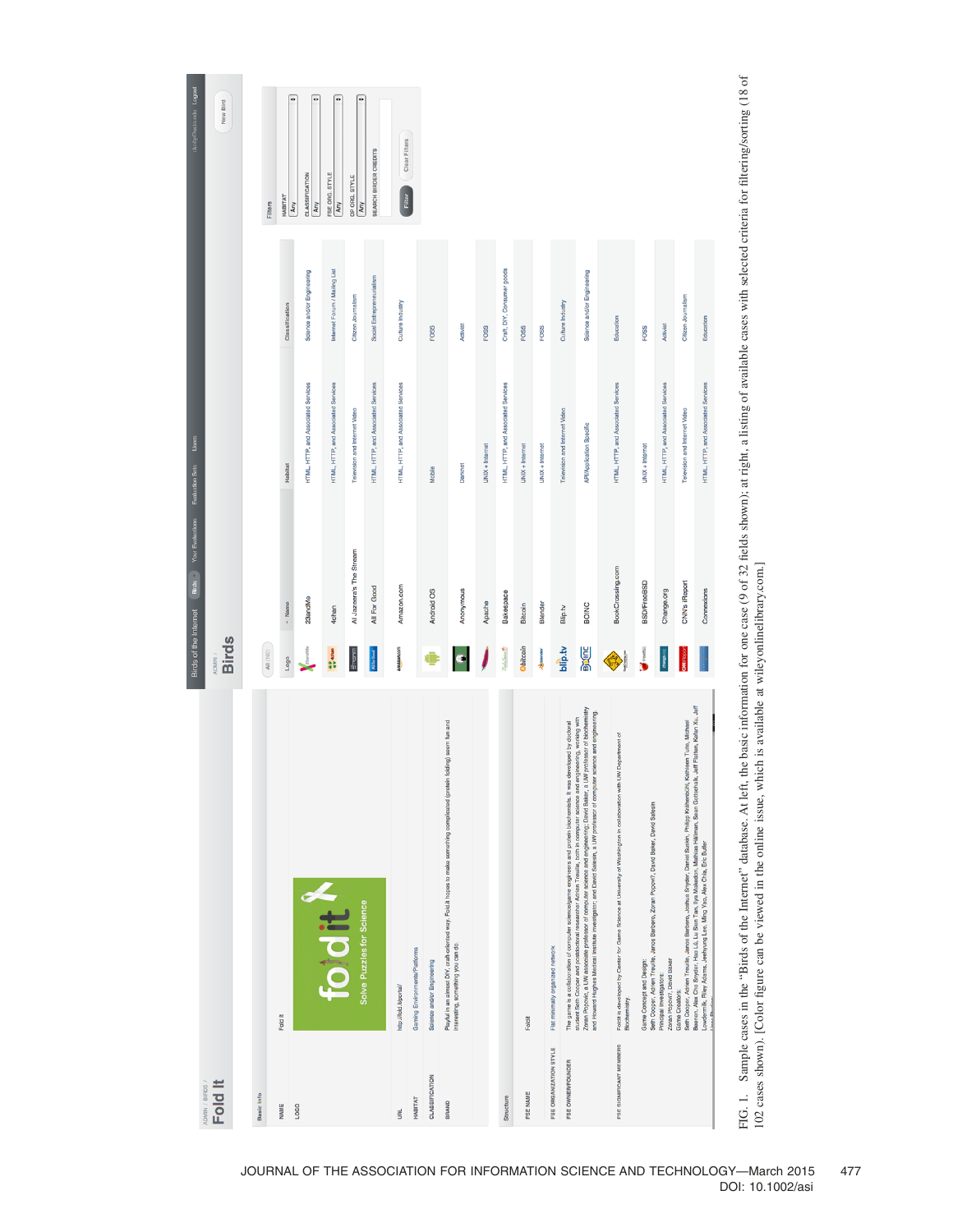FIG. 1. Sample cases in the "Birds of the Internet" database. At left, the basic information for one case (9 of 32 fields shown); at right, a listing of available cases with selected criteria for filtering/sorting (18 of 102 cases shown). [Color figure can be viewed in the online issue, which is available at wileyonlinelibrary.com.]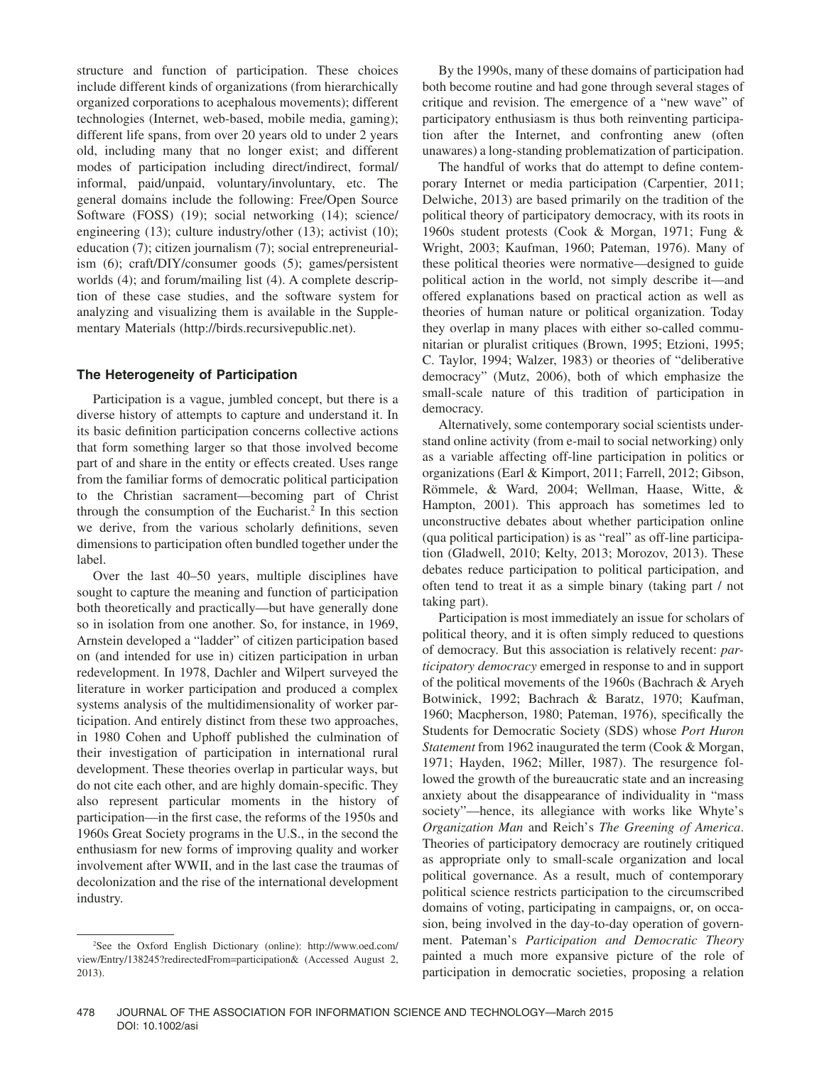structure and function of participation. These choices include different kinds of organizations (from hierarchically organized corporations to acephalous movements); different technologies (Internet, web-based, mobile media, gaming); different life spans, from over 20 years old to under 2 years old, including many that no longer exist; and different modes of participation including direct/indirect, formal/informal, paid/unpaid, voluntary/involuntary, etc. The general domains include the following: Free/Open Source Software (FOSS) (19); social networking (14); science/engineering (13); culture industry/other (13); activist (10); education (7); citizen journalism (7); social entrepreneurialism (6); craft/DIY/consumer goods (5); games/persistent worlds (4); and forum/mailing list (4). A complete description of these case studies, and the software system for analyzing and visualizing them is available in the Supplementary Materials (http://birds.recursivepublic.net).

## The Heterogeneity of Participation

Participation is a vague, jumbled concept, but there is a diverse history of attempts to capture and understand it. In its basic definition participation concerns collective actions that form something larger so that those involved become part of and share in the entity or effects created. Uses range from the familiar forms of democratic political participation to the Christian sacrament—becoming part of Christ through the consumption of the Eucharist.[2] In this section we derive, from the various scholarly definitions, seven dimensions to participation often bundled together under the label.

Over the last 40–50 years, multiple disciplines have sought to capture the meaning and function of participation both theoretically and practically—but have generally done so in isolation from one another. So, for instance, in 1969, Arnstein developed a "ladder" of citizen participation based on (and intended for use in) citizen participation in urban redevelopment. In 1978, Dachler and Wilpert surveyed the literature in worker participation and produced a complex systems analysis of the multidimensionality of worker participation. And entirely distinct from these two approaches, in 1980 Cohen and Uphoff published the culmination of their investigation of participation in international rural development. These theories overlap in particular ways, but do not cite each other, and are highly domain-specific. They also represent particular moments in the history of participation—in the first case, the reforms of the 1950s and 1960s Great Society programs in the U.S., in the second the enthusiasm for new forms of improving quality and worker involvement after WWII, and in the last case the traumas of decolonization and the rise of the international development industry.

By the 1990s, many of these domains of participation had both become routine and had gone through several stages of critique and revision. The emergence of a "new wave" of participatory enthusiasm is thus both reinventing participation after the Internet, and confronting anew (often unawares) a long-standing problematization of participation.

The handful of works that do attempt to define contemporary Internet or media participation (Carpentier, 2011; Delwiche, 2013) are based primarily on the tradition of the political theory of participatory democracy, with its roots in 1960s student protests (Cook & Morgan, 1971; Fung & Wright, 2003; Kaufman, 1960; Pateman, 1976). Many of these political theories were normative—designed to guide political action in the world, not simply describe it—and offered explanations based on practical action as well as theories of human nature or political organization. Today they overlap in many places with either so-called communitarian or pluralist critiques (Brown, 1995; Etzioni, 1995; C. Taylor, 1994; Walzer, 1983) or theories of "deliberative democracy" (Mutz, 2006), both of which emphasize the small-scale nature of this tradition of participation in democracy.

Alternatively, some contemporary social scientists understand online activity (from e-mail to social networking) only as a variable affecting off-line participation in politics or organizations (Earl & Kimport, 2011; Farrell, 2012; Gibson, Römmele, & Ward, 2004; Wellman, Haase, Witte, & Hampton, 2001). This approach has sometimes led to unconstructive debates about whether participation online (qua political participation) is as "real" as off-line participation (Gladwell, 2010; Kelty, 2013; Morozov, 2013). These debates reduce participation to political participation, and often tend to treat it as a simple binary (taking part / not taking part).

Participation is most immediately an issue for scholars of political theory, and it is often simply reduced to questions of democracy. But this association is relatively recent: *participatory democracy* emerged in response to and in support of the political movements of the 1960s (Bachrach & Aryeh Botwinick, 1992; Bachrach & Baratz, 1970; Kaufman, 1960; Macpherson, 1980; Pateman, 1976), specifically the Students for Democratic Society (SDS) whose *Port Huron Statement* from 1962 inaugurated the term (Cook & Morgan, 1971; Hayden, 1962; Miller, 1987). The resurgence followed the growth of the bureaucratic state and an increasing anxiety about the disappearance of individuality in "mass society"—hence, its allegiance with works like Whyte's *Organization Man* and Reich's *The Greening of America*. Theories of participatory democracy are routinely critiqued as appropriate only to small-scale organization and local political governance. As a result, much of contemporary political science restricts participation to the circumscribed domains of voting, participating in campaigns, or, on occasion, being involved in the day-to-day operation of government. Pateman's *Participation and Democratic Theory* painted a much more expansive picture of the role of participation in democratic societies, proposing a relation

[2]See the Oxford English Dictionary (online): http://www.oed.com/view/Entry/138245?redirectedFrom=participation& (Accessed August 2, 2013).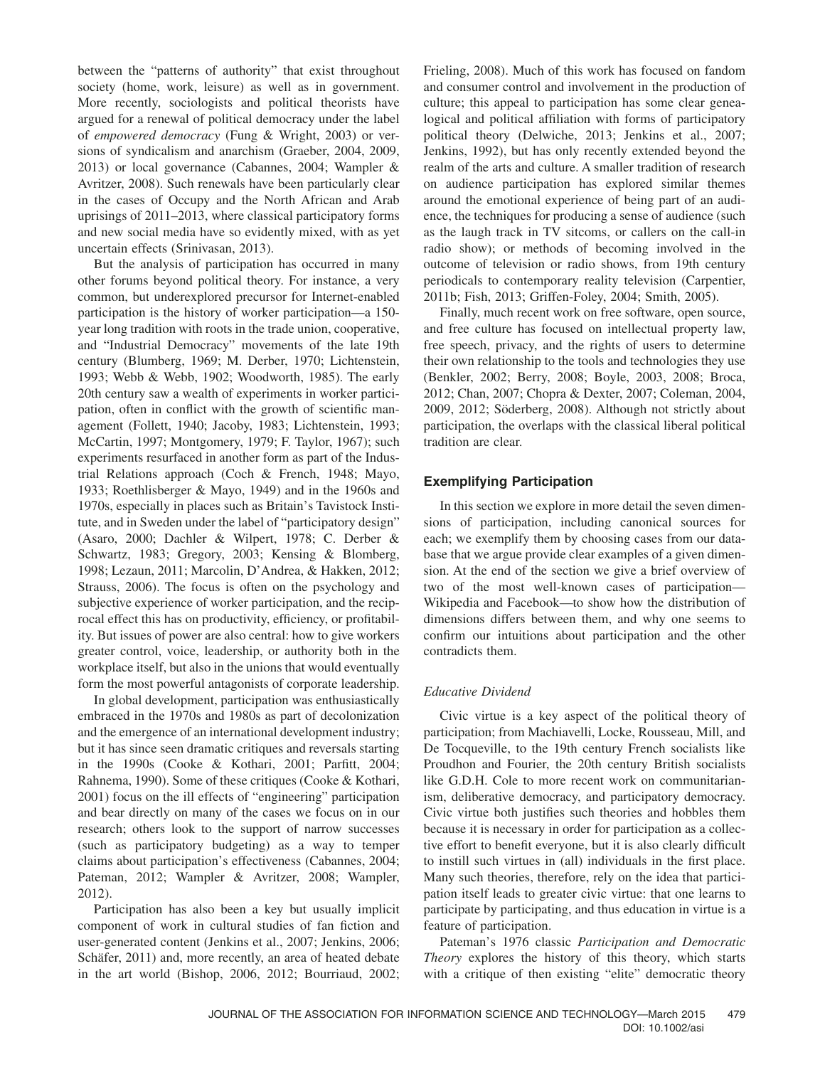between the "patterns of authority" that exist throughout society (home, work, leisure) as well as in government. More recently, sociologists and political theorists have argued for a renewal of political democracy under the label of *empowered democracy* (Fung & Wright, 2003) or versions of syndicalism and anarchism (Graeber, 2004, 2009, 2013) or local governance (Cabannes, 2004; Wampler & Avritzer, 2008). Such renewals have been particularly clear in the cases of Occupy and the North African and Arab uprisings of 2011–2013, where classical participatory forms and new social media have so evidently mixed, with as yet uncertain effects (Srinivasan, 2013).

But the analysis of participation has occurred in many other forums beyond political theory. For instance, a very common, but underexplored precursor for Internet-enabled participation is the history of worker participation—a 150-year long tradition with roots in the trade union, cooperative, and "Industrial Democracy" movements of the late 19th century (Blumberg, 1969; M. Derber, 1970; Lichtenstein, 1993; Webb & Webb, 1902; Woodworth, 1985). The early 20th century saw a wealth of experiments in worker participation, often in conflict with the growth of scientific management (Follett, 1940; Jacoby, 1983; Lichtenstein, 1993; McCartin, 1997; Montgomery, 1979; F. Taylor, 1967); such experiments resurfaced in another form as part of the Industrial Relations approach (Coch & French, 1948; Mayo, 1933; Roethlisberger & Mayo, 1949) and in the 1960s and 1970s, especially in places such as Britain's Tavistock Institute, and in Sweden under the label of "participatory design" (Asaro, 2000; Dachler & Wilpert, 1978; C. Derber & Schwartz, 1983; Gregory, 2003; Kensing & Blomberg, 1998; Lezaun, 2011; Marcolin, D'Andrea, & Hakken, 2012; Strauss, 2006). The focus is often on the psychology and subjective experience of worker participation, and the reciprocal effect this has on productivity, efficiency, or profitability. But issues of power are also central: how to give workers greater control, voice, leadership, or authority both in the workplace itself, but also in the unions that would eventually form the most powerful antagonists of corporate leadership.

In global development, participation was enthusiastically embraced in the 1970s and 1980s as part of decolonization and the emergence of an international development industry; but it has since seen dramatic critiques and reversals starting in the 1990s (Cooke & Kothari, 2001; Parfitt, 2004; Rahnema, 1990). Some of these critiques (Cooke & Kothari, 2001) focus on the ill effects of "engineering" participation and bear directly on many of the cases we focus on in our research; others look to the support of narrow successes (such as participatory budgeting) as a way to temper claims about participation's effectiveness (Cabannes, 2004; Pateman, 2012; Wampler & Avritzer, 2008; Wampler, 2012).

Participation has also been a key but usually implicit component of work in cultural studies of fan fiction and user-generated content (Jenkins et al., 2007; Jenkins, 2006; Schäfer, 2011) and, more recently, an area of heated debate in the art world (Bishop, 2006, 2012; Bourriaud, 2002; Frieling, 2008). Much of this work has focused on fandom and consumer control and involvement in the production of culture; this appeal to participation has some clear genealogical and political affiliation with forms of participatory political theory (Delwiche, 2013; Jenkins et al., 2007; Jenkins, 1992), but has only recently extended beyond the realm of the arts and culture. A smaller tradition of research on audience participation has explored similar themes around the emotional experience of being part of an audience, the techniques for producing a sense of audience (such as the laugh track in TV sitcoms, or callers on the call-in radio show); or methods of becoming involved in the outcome of television or radio shows, from 19th century periodicals to contemporary reality television (Carpentier, 2011b; Fish, 2013; Griffen-Foley, 2004; Smith, 2005).

Finally, much recent work on free software, open source, and free culture has focused on intellectual property law, free speech, privacy, and the rights of users to determine their own relationship to the tools and technologies they use (Benkler, 2002; Berry, 2008; Boyle, 2003, 2008; Broca, 2012; Chan, 2007; Chopra & Dexter, 2007; Coleman, 2004, 2009, 2012; Söderberg, 2008). Although not strictly about participation, the overlaps with the classical liberal political tradition are clear.

## Exemplifying Participation

In this section we explore in more detail the seven dimensions of participation, including canonical sources for each; we exemplify them by choosing cases from our database that we argue provide clear examples of a given dimension. At the end of the section we give a brief overview of two of the most well-known cases of participation—Wikipedia and Facebook—to show how the distribution of dimensions differs between them, and why one seems to confirm our intuitions about participation and the other contradicts them.

### *Educative Dividend*

Civic virtue is a key aspect of the political theory of participation; from Machiavelli, Locke, Rousseau, Mill, and De Tocqueville, to the 19th century French socialists like Proudhon and Fourier, the 20th century British socialists like G.D.H. Cole to more recent work on communitarianism, deliberative democracy, and participatory democracy. Civic virtue both justifies such theories and hobbles them because it is necessary in order for participation as a collective effort to benefit everyone, but it is also clearly difficult to instill such virtues in (all) individuals in the first place. Many such theories, therefore, rely on the idea that participation itself leads to greater civic virtue: that one learns to participate by participating, and thus education in virtue is a feature of participation.

Pateman's 1976 classic *Participation and Democratic Theory* explores the history of this theory, which starts with a critique of then existing "elite" democratic theory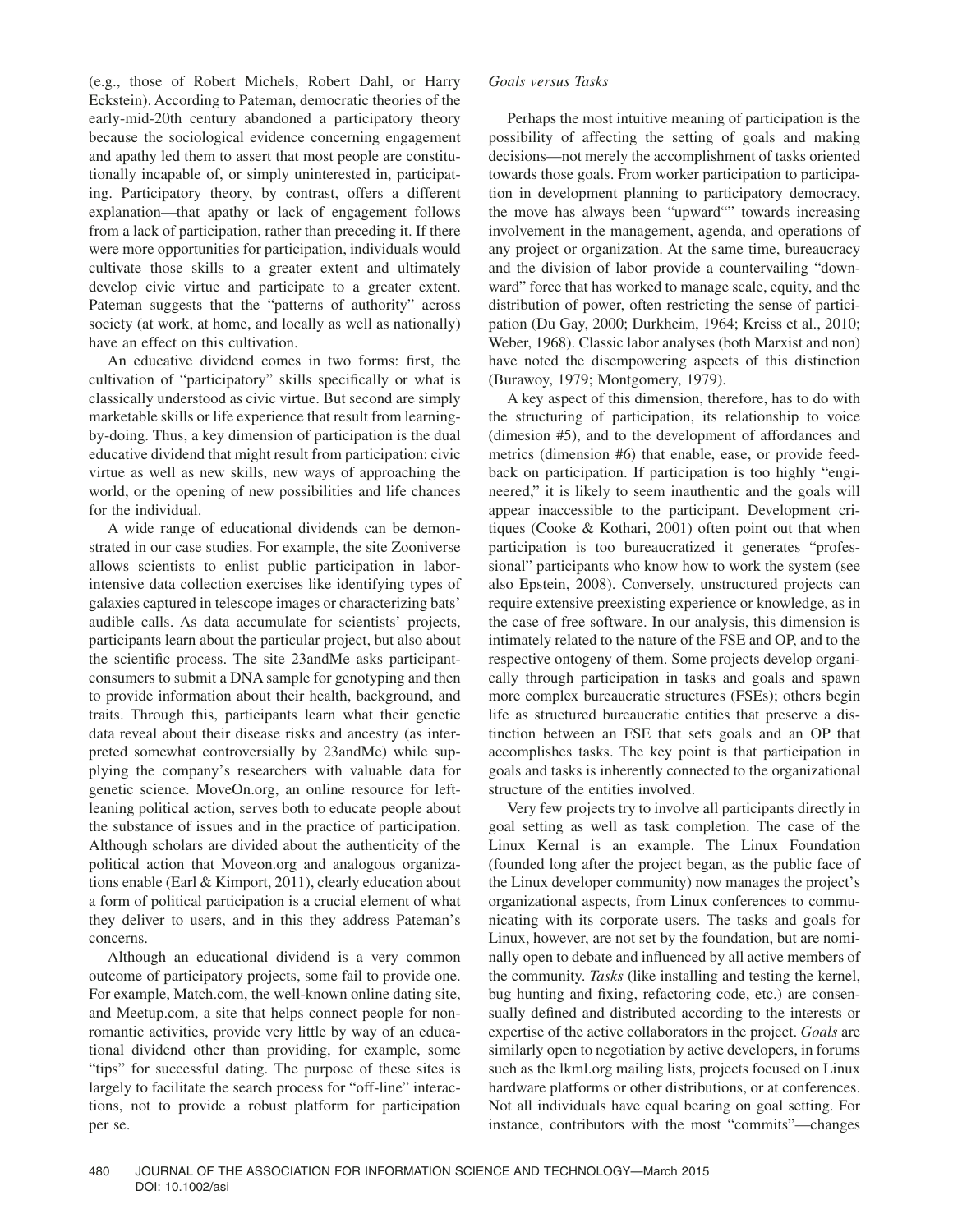(e.g., those of Robert Michels, Robert Dahl, or Harry Eckstein). According to Pateman, democratic theories of the early-mid-20th century abandoned a participatory theory because the sociological evidence concerning engagement and apathy led them to assert that most people are constitutionally incapable of, or simply uninterested in, participating. Participatory theory, by contrast, offers a different explanation—that apathy or lack of engagement follows from a lack of participation, rather than preceding it. If there were more opportunities for participation, individuals would cultivate those skills to a greater extent and ultimately develop civic virtue and participate to a greater extent. Pateman suggests that the "patterns of authority" across society (at work, at home, and locally as well as nationally) have an effect on this cultivation.

An educative dividend comes in two forms: first, the cultivation of "participatory" skills specifically or what is classically understood as civic virtue. But second are simply marketable skills or life experience that result from learning-by-doing. Thus, a key dimension of participation is the dual educative dividend that might result from participation: civic virtue as well as new skills, new ways of approaching the world, or the opening of new possibilities and life chances for the individual.

A wide range of educational dividends can be demonstrated in our case studies. For example, the site Zooniverse allows scientists to enlist public participation in labor-intensive data collection exercises like identifying types of galaxies captured in telescope images or characterizing bats' audible calls. As data accumulate for scientists' projects, participants learn about the particular project, but also about the scientific process. The site 23andMe asks participant-consumers to submit a DNA sample for genotyping and then to provide information about their health, background, and traits. Through this, participants learn what their genetic data reveal about their disease risks and ancestry (as interpreted somewhat controversially by 23andMe) while supplying the company's researchers with valuable data for genetic science. MoveOn.org, an online resource for left-leaning political action, serves both to educate people about the substance of issues and in the practice of participation. Although scholars are divided about the authenticity of the political action that Moveon.org and analogous organizations enable (Earl & Kimport, 2011), clearly education about a form of political participation is a crucial element of what they deliver to users, and in this they address Pateman's concerns.

Although an educational dividend is a very common outcome of participatory projects, some fail to provide one. For example, Match.com, the well-known online dating site, and Meetup.com, a site that helps connect people for non-romantic activities, provide very little by way of an educational dividend other than providing, for example, some "tips" for successful dating. The purpose of these sites is largely to facilitate the search process for "off-line" interactions, not to provide a robust platform for participation per se.

*Goals versus Tasks*

Perhaps the most intuitive meaning of participation is the possibility of affecting the setting of goals and making decisions—not merely the accomplishment of tasks oriented towards those goals. From worker participation to participation in development planning to participatory democracy, the move has always been "upward"" towards increasing involvement in the management, agenda, and operations of any project or organization. At the same time, bureaucracy and the division of labor provide a countervailing "downward" force that has worked to manage scale, equity, and the distribution of power, often restricting the sense of participation (Du Gay, 2000; Durkheim, 1964; Kreiss et al., 2010; Weber, 1968). Classic labor analyses (both Marxist and non) have noted the disempowering aspects of this distinction (Burawoy, 1979; Montgomery, 1979).

A key aspect of this dimension, therefore, has to do with the structuring of participation, its relationship to voice (dimesion #5), and to the development of affordances and metrics (dimension #6) that enable, ease, or provide feedback on participation. If participation is too highly "engineered," it is likely to seem inauthentic and the goals will appear inaccessible to the participant. Development critiques (Cooke & Kothari, 2001) often point out that when participation is too bureaucratized it generates "professional" participants who know how to work the system (see also Epstein, 2008). Conversely, unstructured projects can require extensive preexisting experience or knowledge, as in the case of free software. In our analysis, this dimension is intimately related to the nature of the FSE and OP, and to the respective ontogeny of them. Some projects develop organically through participation in tasks and goals and spawn more complex bureaucratic structures (FSEs); others begin life as structured bureaucratic entities that preserve a distinction between an FSE that sets goals and an OP that accomplishes tasks. The key point is that participation in goals and tasks is inherently connected to the organizational structure of the entities involved.

Very few projects try to involve all participants directly in goal setting as well as task completion. The case of the Linux Kernal is an example. The Linux Foundation (founded long after the project began, as the public face of the Linux developer community) now manages the project's organizational aspects, from Linux conferences to communicating with its corporate users. The tasks and goals for Linux, however, are not set by the foundation, but are nominally open to debate and influenced by all active members of the community. *Tasks* (like installing and testing the kernel, bug hunting and fixing, refactoring code, etc.) are consensually defined and distributed according to the interests or expertise of the active collaborators in the project. *Goals* are similarly open to negotiation by active developers, in forums such as the lkml.org mailing lists, projects focused on Linux hardware platforms or other distributions, or at conferences. Not all individuals have equal bearing on goal setting. For instance, contributors with the most "commits"—changes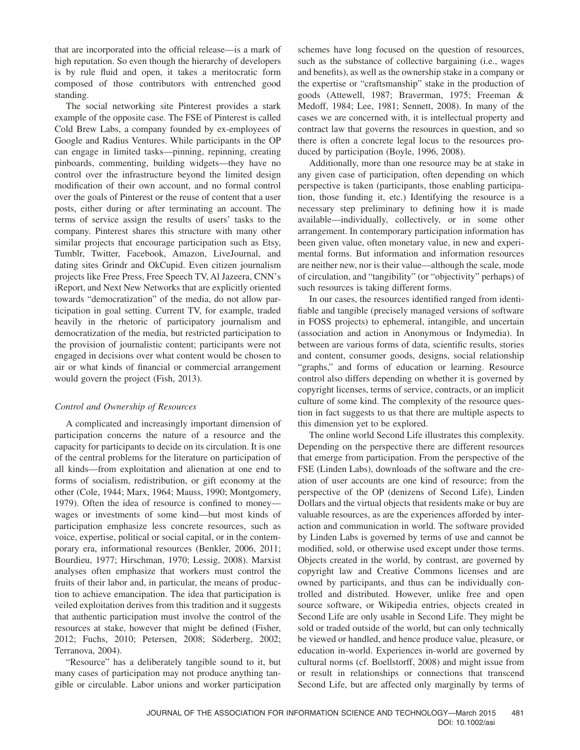that are incorporated into the official release—is a mark of high reputation. So even though the hierarchy of developers is by rule fluid and open, it takes a meritocratic form composed of those contributors with entrenched good standing.

The social networking site Pinterest provides a stark example of the opposite case. The FSE of Pinterest is called Cold Brew Labs, a company founded by ex-employees of Google and Radius Ventures. While participants in the OP can engage in limited tasks—pinning, repinning, creating pinboards, commenting, building widgets—they have no control over the infrastructure beyond the limited design modification of their own account, and no formal control over the goals of Pinterest or the reuse of content that a user posts, either during or after terminating an account. The terms of service assign the results of users' tasks to the company. Pinterest shares this structure with many other similar projects that encourage participation such as Etsy, Tumblr, Twitter, Facebook, Amazon, LiveJournal, and dating sites Grindr and OkCupid. Even citizen journalism projects like Free Press, Free Speech TV, Al Jazeera, CNN's iReport, and Next New Networks that are explicitly oriented towards "democratization" of the media, do not allow participation in goal setting. Current TV, for example, traded heavily in the rhetoric of participatory journalism and democratization of the media, but restricted participation to the provision of journalistic content; participants were not engaged in decisions over what content would be chosen to air or what kinds of financial or commercial arrangement would govern the project (Fish, 2013).

### *Control and Ownership of Resources*

A complicated and increasingly important dimension of participation concerns the nature of a resource and the capacity for participants to decide on its circulation. It is one of the central problems for the literature on participation of all kinds—from exploitation and alienation at one end to forms of socialism, redistribution, or gift economy at the other (Cole, 1944; Marx, 1964; Mauss, 1990; Montgomery, 1979). Often the idea of resource is confined to money—wages or investments of some kind—but most kinds of participation emphasize less concrete resources, such as voice, expertise, political or social capital, or in the contemporary era, informational resources (Benkler, 2006, 2011; Bourdieu, 1977; Hirschman, 1970; Lessig, 2008). Marxist analyses often emphasize that workers must control the fruits of their labor and, in particular, the means of production to achieve emancipation. The idea that participation is veiled exploitation derives from this tradition and it suggests that authentic participation must involve the control of the resources at stake, however that might be defined (Fisher, 2012; Fuchs, 2010; Petersen, 2008; Söderberg, 2002; Terranova, 2004).

"Resource" has a deliberately tangible sound to it, but many cases of participation may not produce anything tangible or circulable. Labor unions and worker participation schemes have long focused on the question of resources, such as the substance of collective bargaining (i.e., wages and benefits), as well as the ownership stake in a company or the expertise or "craftsmanship" stake in the production of goods (Attewell, 1987; Braverman, 1975; Freeman & Medoff, 1984; Lee, 1981; Sennett, 2008). In many of the cases we are concerned with, it is intellectual property and contract law that governs the resources in question, and so there is often a concrete legal locus to the resources produced by participation (Boyle, 1996, 2008).

Additionally, more than one resource may be at stake in any given case of participation, often depending on which perspective is taken (participants, those enabling participation, those funding it, etc.) Identifying the resource is a necessary step preliminary to defining how it is made available—individually, collectively, or in some other arrangement. In contemporary participation information has been given value, often monetary value, in new and experimental forms. But information and information resources are neither new, nor is their value—although the scale, mode of circulation, and "tangibility" (or "objectivity" perhaps) of such resources is taking different forms.

In our cases, the resources identified ranged from identifiable and tangible (precisely managed versions of software in FOSS projects) to ephemeral, intangible, and uncertain (association and action in Anonymous or Indymedia). In between are various forms of data, scientific results, stories and content, consumer goods, designs, social relationship "graphs," and forms of education or learning. Resource control also differs depending on whether it is governed by copyright licenses, terms of service, contracts, or an implicit culture of some kind. The complexity of the resource question in fact suggests to us that there are multiple aspects to this dimension yet to be explored.

The online world Second Life illustrates this complexity. Depending on the perspective there are different resources that emerge from participation. From the perspective of the FSE (Linden Labs), downloads of the software and the creation of user accounts are one kind of resource; from the perspective of the OP (denizens of Second Life), Linden Dollars and the virtual objects that residents make or buy are valuable resources, as are the experiences afforded by interaction and communication in world. The software provided by Linden Labs is governed by terms of use and cannot be modified, sold, or otherwise used except under those terms. Objects created in the world, by contrast, are governed by copyright law and Creative Commons licenses and are owned by participants, and thus can be individually controlled and distributed. However, unlike free and open source software, or Wikipedia entries, objects created in Second Life are only usable in Second Life. They might be sold or traded outside of the world, but can only technically be viewed or handled, and hence produce value, pleasure, or education in-world. Experiences in-world are governed by cultural norms (cf. Boellstorff, 2008) and might issue from or result in relationships or connections that transcend Second Life, but are affected only marginally by terms of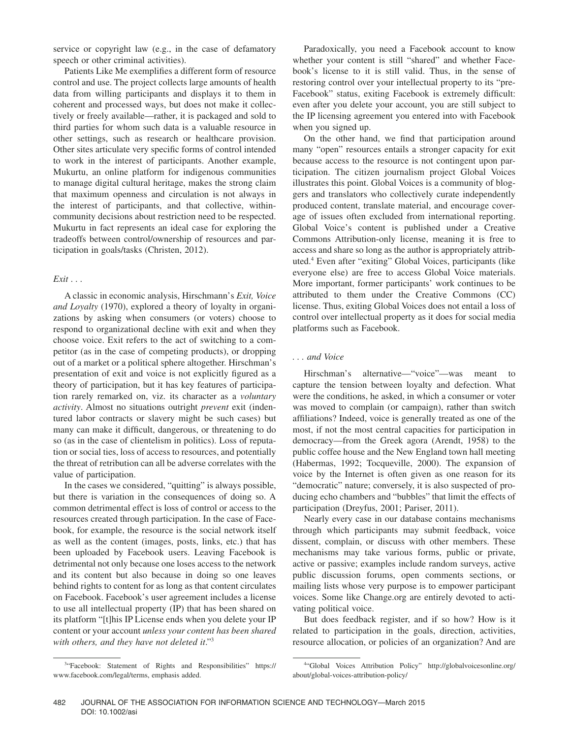service or copyright law (e.g., in the case of defamatory speech or other criminal activities).

Patients Like Me exemplifies a different form of resource control and use. The project collects large amounts of health data from willing participants and displays it to them in coherent and processed ways, but does not make it collectively or freely available—rather, it is packaged and sold to third parties for whom such data is a valuable resource in other settings, such as research or healthcare provision. Other sites articulate very specific forms of control intended to work in the interest of participants. Another example, Mukurtu, an online platform for indigenous communities to manage digital cultural heritage, makes the strong claim that maximum openness and circulation is not always in the interest of participants, and that collective, within-community decisions about restriction need to be respected. Mukurtu in fact represents an ideal case for exploring the tradeoffs between control/ownership of resources and participation in goals/tasks (Christen, 2012).

### *Exit . . .*

A classic in economic analysis, Hirschmann's *Exit, Voice and Loyalty* (1970), explored a theory of loyalty in organizations by asking when consumers (or voters) choose to respond to organizational decline with exit and when they choose voice. Exit refers to the act of switching to a competitor (as in the case of competing products), or dropping out of a market or a political sphere altogether. Hirschman's presentation of exit and voice is not explicitly figured as a theory of participation, but it has key features of participation rarely remarked on, viz. its character as a *voluntary activity*. Almost no situations outright *prevent* exit (indentured labor contracts or slavery might be such cases) but many can make it difficult, dangerous, or threatening to do so (as in the case of clientelism in politics). Loss of reputation or social ties, loss of access to resources, and potentially the threat of retribution can all be adverse correlates with the value of participation.

In the cases we considered, "quitting" is always possible, but there is variation in the consequences of doing so. A common detrimental effect is loss of control or access to the resources created through participation. In the case of Facebook, for example, the resource is the social network itself as well as the content (images, posts, links, etc.) that has been uploaded by Facebook users. Leaving Facebook is detrimental not only because one loses access to the network and its content but also because in doing so one leaves behind rights to content for as long as that content circulates on Facebook. Facebook's user agreement includes a license to use all intellectual property (IP) that has been shared on its platform "[t]his IP License ends when you delete your IP content or your account *unless your content has been shared with others, and they have not deleted it*."[3]

Paradoxically, you need a Facebook account to know whether your content is still "shared" and whether Facebook's license to it is still valid. Thus, in the sense of restoring control over your intellectual property to its "pre-Facebook" status, exiting Facebook is extremely difficult: even after you delete your account, you are still subject to the IP licensing agreement you entered into with Facebook when you signed up.

On the other hand, we find that participation around many "open" resources entails a stronger capacity for exit because access to the resource is not contingent upon participation. The citizen journalism project Global Voices illustrates this point. Global Voices is a community of bloggers and translators who collectively curate independently produced content, translate material, and encourage coverage of issues often excluded from international reporting. Global Voice's content is published under a Creative Commons Attribution-only license, meaning it is free to access and share so long as the author is appropriately attributed.[4] Even after "exiting" Global Voices, participants (like everyone else) are free to access Global Voice materials. More important, former participants' work continues to be attributed to them under the Creative Commons (CC) license. Thus, exiting Global Voices does not entail a loss of control over intellectual property as it does for social media platforms such as Facebook.

### *. . . and Voice*

Hirschman's alternative—"voice"—was meant to capture the tension between loyalty and defection. What were the conditions, he asked, in which a consumer or voter was moved to complain (or campaign), rather than switch affiliations? Indeed, voice is generally treated as one of the most, if not the most central capacities for participation in democracy—from the Greek agora (Arendt, 1958) to the public coffee house and the New England town hall meeting (Habermas, 1992; Tocqueville, 2000). The expansion of voice by the Internet is often given as one reason for its "democratic" nature; conversely, it is also suspected of producing echo chambers and "bubbles" that limit the effects of participation (Dreyfus, 2001; Pariser, 2011).

Nearly every case in our database contains mechanisms through which participants may submit feedback, voice dissent, complain, or discuss with other members. These mechanisms may take various forms, public or private, active or passive; examples include random surveys, active public discussion forums, open comments sections, or mailing lists whose very purpose is to empower participant voices. Some like Change.org are entirely devoted to activating political voice.

But does feedback register, and if so how? How is it related to participation in the goals, direction, activities, resource allocation, or policies of an organization? And are

[3] "Facebook: Statement of Rights and Responsibilities" https://www.facebook.com/legal/terms, emphasis added.

[4] "Global Voices Attribution Policy" http://globalvoicesonline.org/about/global-voices-attribution-policy/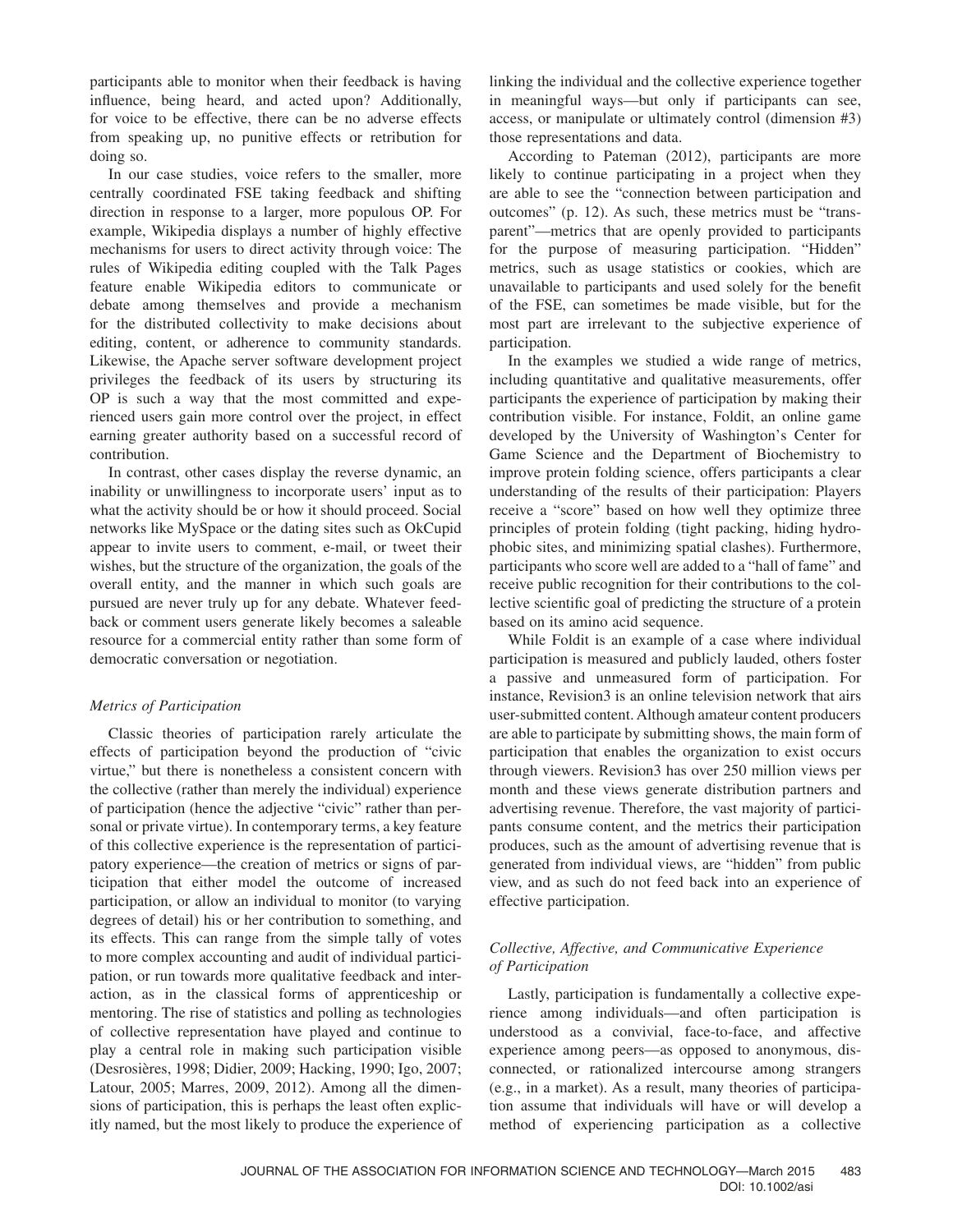participants able to monitor when their feedback is having influence, being heard, and acted upon? Additionally, for voice to be effective, there can be no adverse effects from speaking up, no punitive effects or retribution for doing so.

In our case studies, voice refers to the smaller, more centrally coordinated FSE taking feedback and shifting direction in response to a larger, more populous OP. For example, Wikipedia displays a number of highly effective mechanisms for users to direct activity through voice: The rules of Wikipedia editing coupled with the Talk Pages feature enable Wikipedia editors to communicate or debate among themselves and provide a mechanism for the distributed collectivity to make decisions about editing, content, or adherence to community standards. Likewise, the Apache server software development project privileges the feedback of its users by structuring its OP is such a way that the most committed and experienced users gain more control over the project, in effect earning greater authority based on a successful record of contribution.

In contrast, other cases display the reverse dynamic, an inability or unwillingness to incorporate users' input as to what the activity should be or how it should proceed. Social networks like MySpace or the dating sites such as OkCupid appear to invite users to comment, e-mail, or tweet their wishes, but the structure of the organization, the goals of the overall entity, and the manner in which such goals are pursued are never truly up for any debate. Whatever feedback or comment users generate likely becomes a saleable resource for a commercial entity rather than some form of democratic conversation or negotiation.

### *Metrics of Participation*

Classic theories of participation rarely articulate the effects of participation beyond the production of "civic virtue," but there is nonetheless a consistent concern with the collective (rather than merely the individual) experience of participation (hence the adjective "civic" rather than personal or private virtue). In contemporary terms, a key feature of this collective experience is the representation of participatory experience—the creation of metrics or signs of participation that either model the outcome of increased participation, or allow an individual to monitor (to varying degrees of detail) his or her contribution to something, and its effects. This can range from the simple tally of votes to more complex accounting and audit of individual participation, or run towards more qualitative feedback and interaction, as in the classical forms of apprenticeship or mentoring. The rise of statistics and polling as technologies of collective representation have played and continue to play a central role in making such participation visible (Desrosières, 1998; Didier, 2009; Hacking, 1990; Igo, 2007; Latour, 2005; Marres, 2009, 2012). Among all the dimensions of participation, this is perhaps the least often explicitly named, but the most likely to produce the experience of linking the individual and the collective experience together in meaningful ways—but only if participants can see, access, or manipulate or ultimately control (dimension #3) those representations and data.

According to Pateman (2012), participants are more likely to continue participating in a project when they are able to see the "connection between participation and outcomes" (p. 12). As such, these metrics must be "transparent"—metrics that are openly provided to participants for the purpose of measuring participation. "Hidden" metrics, such as usage statistics or cookies, which are unavailable to participants and used solely for the benefit of the FSE, can sometimes be made visible, but for the most part are irrelevant to the subjective experience of participation.

In the examples we studied a wide range of metrics, including quantitative and qualitative measurements, offer participants the experience of participation by making their contribution visible. For instance, Foldit, an online game developed by the University of Washington's Center for Game Science and the Department of Biochemistry to improve protein folding science, offers participants a clear understanding of the results of their participation: Players receive a "score" based on how well they optimize three principles of protein folding (tight packing, hiding hydrophobic sites, and minimizing spatial clashes). Furthermore, participants who score well are added to a "hall of fame" and receive public recognition for their contributions to the collective scientific goal of predicting the structure of a protein based on its amino acid sequence.

While Foldit is an example of a case where individual participation is measured and publicly lauded, others foster a passive and unmeasured form of participation. For instance, Revision3 is an online television network that airs user-submitted content. Although amateur content producers are able to participate by submitting shows, the main form of participation that enables the organization to exist occurs through viewers. Revision3 has over 250 million views per month and these views generate distribution partners and advertising revenue. Therefore, the vast majority of participants consume content, and the metrics their participation produces, such as the amount of advertising revenue that is generated from individual views, are "hidden" from public view, and as such do not feed back into an experience of effective participation.

### *Collective, Affective, and Communicative Experience of Participation*

Lastly, participation is fundamentally a collective experience among individuals—and often participation is understood as a convivial, face-to-face, and affective experience among peers—as opposed to anonymous, disconnected, or rationalized intercourse among strangers (e.g., in a market). As a result, many theories of participation assume that individuals will have or will develop a method of experiencing participation as a collective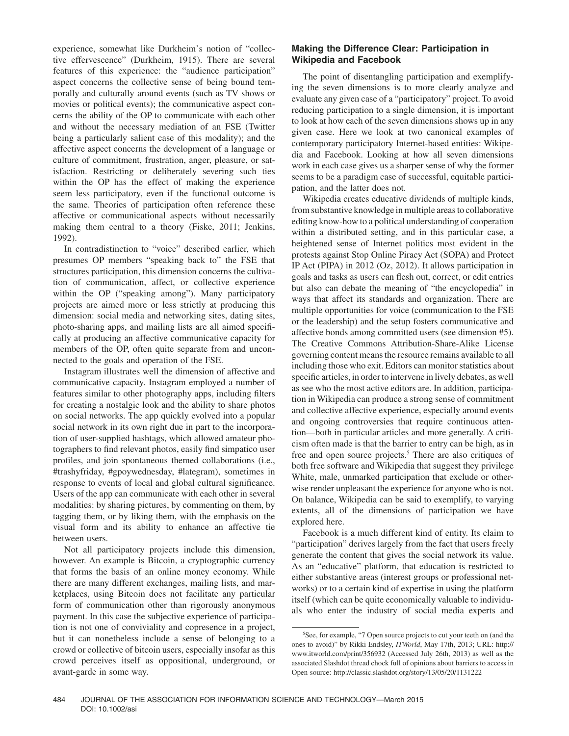experience, somewhat like Durkheim's notion of "collective effervescence" (Durkheim, 1915). There are several features of this experience: the "audience participation" aspect concerns the collective sense of being bound temporally and culturally around events (such as TV shows or movies or political events); the communicative aspect concerns the ability of the OP to communicate with each other and without the necessary mediation of an FSE (Twitter being a particularly salient case of this modality); and the affective aspect concerns the development of a language or culture of commitment, frustration, anger, pleasure, or satisfaction. Restricting or deliberately severing such ties within the OP has the effect of making the experience seem less participatory, even if the functional outcome is the same. Theories of participation often reference these affective or communicational aspects without necessarily making them central to a theory (Fiske, 2011; Jenkins, 1992).

In contradistinction to "voice" described earlier, which presumes OP members "speaking back to" the FSE that structures participation, this dimension concerns the cultivation of communication, affect, or collective experience within the OP ("speaking among"). Many participatory projects are aimed more or less strictly at producing this dimension: social media and networking sites, dating sites, photo-sharing apps, and mailing lists are all aimed specifically at producing an affective communicative capacity for members of the OP, often quite separate from and unconnected to the goals and operation of the FSE.

Instagram illustrates well the dimension of affective and communicative capacity. Instagram employed a number of features similar to other photography apps, including filters for creating a nostalgic look and the ability to share photos on social networks. The app quickly evolved into a popular social network in its own right due in part to the incorporation of user-supplied hashtags, which allowed amateur photographers to find relevant photos, easily find simpatico user profiles, and join spontaneous themed collaborations (i.e., #trashyfriday, #gpoywednesday, #lategram), sometimes in response to events of local and global cultural significance. Users of the app can communicate with each other in several modalities: by sharing pictures, by commenting on them, by tagging them, or by liking them, with the emphasis on the visual form and its ability to enhance an affective tie between users.

Not all participatory projects include this dimension, however. An example is Bitcoin, a cryptographic currency that forms the basis of an online money economy. While there are many different exchanges, mailing lists, and marketplaces, using Bitcoin does not facilitate any particular form of communication other than rigorously anonymous payment. In this case the subjective experience of participation is not one of conviviality and copresence in a project, but it can nonetheless include a sense of belonging to a crowd or collective of bitcoin users, especially insofar as this crowd perceives itself as oppositional, underground, or avant-garde in some way.

### Making the Difference Clear: Participation in Wikipedia and Facebook

The point of disentangling participation and exemplifying the seven dimensions is to more clearly analyze and evaluate any given case of a "participatory" project. To avoid reducing participation to a single dimension, it is important to look at how each of the seven dimensions shows up in any given case. Here we look at two canonical examples of contemporary participatory Internet-based entities: Wikipedia and Facebook. Looking at how all seven dimensions work in each case gives us a sharper sense of why the former seems to be a paradigm case of successful, equitable participation, and the latter does not.

Wikipedia creates educative dividends of multiple kinds, from substantive knowledge in multiple areas to collaborative editing know-how to a political understanding of cooperation within a distributed setting, and in this particular case, a heightened sense of Internet politics most evident in the protests against Stop Online Piracy Act (SOPA) and Protect IP Act (PIPA) in 2012 (Oz, 2012). It allows participation in goals and tasks as users can flesh out, correct, or edit entries but also can debate the meaning of "the encyclopedia" in ways that affect its standards and organization. There are multiple opportunities for voice (communication to the FSE or the leadership) and the setup fosters communicative and affective bonds among committed users (see dimension #5). The Creative Commons Attribution-Share-Alike License governing content means the resource remains available to all including those who exit. Editors can monitor statistics about specific articles, in order to intervene in lively debates, as well as see who the most active editors are. In addition, participation in Wikipedia can produce a strong sense of commitment and collective affective experience, especially around events and ongoing controversies that require continuous attention—both in particular articles and more generally. A criticism often made is that the barrier to entry can be high, as in free and open source projects.[5] There are also critiques of both free software and Wikipedia that suggest they privilege White, male, unmarked participation that exclude or otherwise render unpleasant the experience for anyone who is not. On balance, Wikipedia can be said to exemplify, to varying extents, all of the dimensions of participation we have explored here.

Facebook is a much different kind of entity. Its claim to "participation" derives largely from the fact that users freely generate the content that gives the social network its value. As an "educative" platform, that education is restricted to either substantive areas (interest groups or professional networks) or to a certain kind of expertise in using the platform itself (which can be quite economically valuable to individuals who enter the industry of social media experts and

[5]See, for example, "7 Open source projects to cut your teeth on (and the ones to avoid)" by Rikki Endsley, *ITWorld*, May 17th, 2013; URL: http://www.itworld.com/print/356932 (Accessed July 26th, 2013) as well as the associated Slashdot thread chock full of opinions about barriers to access in Open source: http://classic.slashdot.org/story/13/05/20/1131222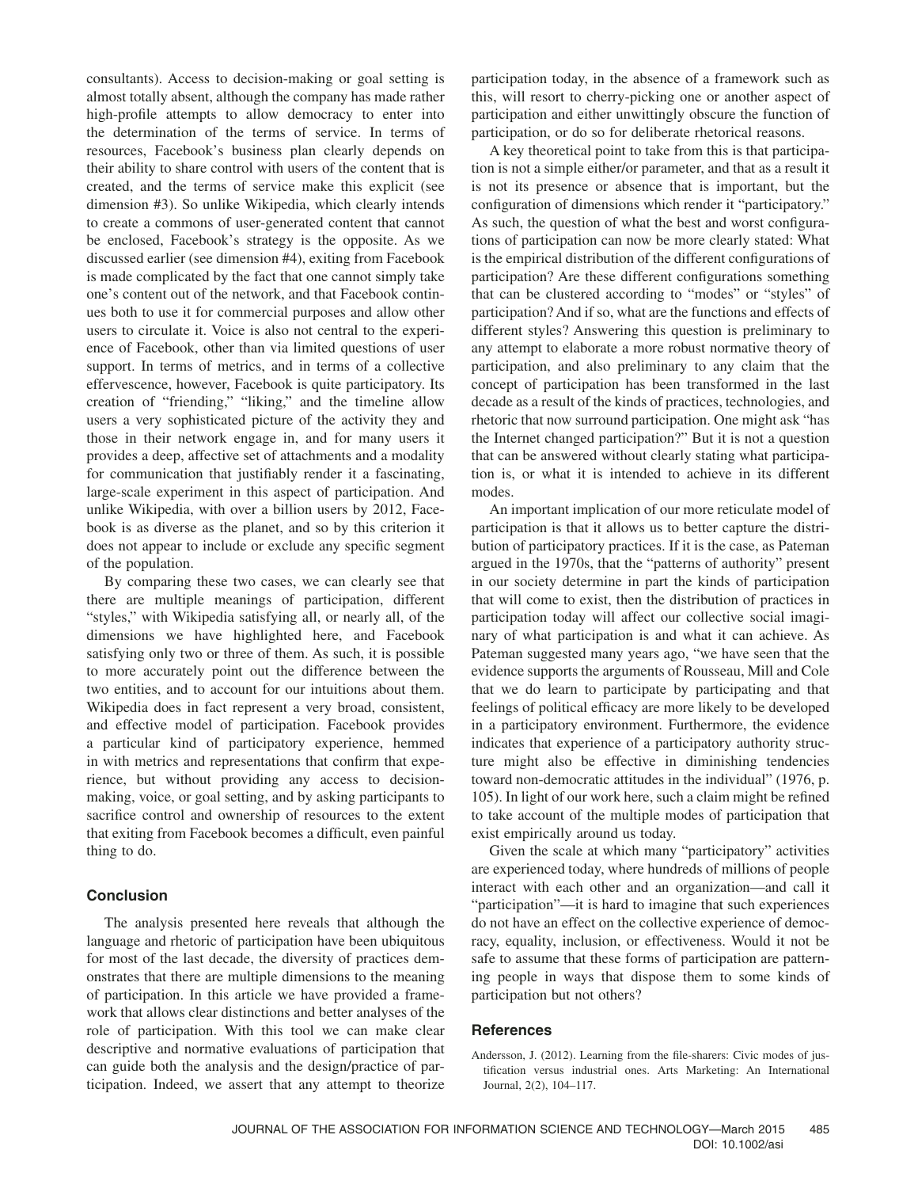consultants). Access to decision-making or goal setting is almost totally absent, although the company has made rather high-profile attempts to allow democracy to enter into the determination of the terms of service. In terms of resources, Facebook's business plan clearly depends on their ability to share control with users of the content that is created, and the terms of service make this explicit (see dimension #3). So unlike Wikipedia, which clearly intends to create a commons of user-generated content that cannot be enclosed, Facebook's strategy is the opposite. As we discussed earlier (see dimension #4), exiting from Facebook is made complicated by the fact that one cannot simply take one's content out of the network, and that Facebook continues both to use it for commercial purposes and allow other users to circulate it. Voice is also not central to the experience of Facebook, other than via limited questions of user support. In terms of metrics, and in terms of a collective effervescence, however, Facebook is quite participatory. Its creation of "friending," "liking," and the timeline allow users a very sophisticated picture of the activity they and those in their network engage in, and for many users it provides a deep, affective set of attachments and a modality for communication that justifiably render it a fascinating, large-scale experiment in this aspect of participation. And unlike Wikipedia, with over a billion users by 2012, Facebook is as diverse as the planet, and so by this criterion it does not appear to include or exclude any specific segment of the population.

By comparing these two cases, we can clearly see that there are multiple meanings of participation, different "styles," with Wikipedia satisfying all, or nearly all, of the dimensions we have highlighted here, and Facebook satisfying only two or three of them. As such, it is possible to more accurately point out the difference between the two entities, and to account for our intuitions about them. Wikipedia does in fact represent a very broad, consistent, and effective model of participation. Facebook provides a particular kind of participatory experience, hemmed in with metrics and representations that confirm that experience, but without providing any access to decision-making, voice, or goal setting, and by asking participants to sacrifice control and ownership of resources to the extent that exiting from Facebook becomes a difficult, even painful thing to do.

## Conclusion

The analysis presented here reveals that although the language and rhetoric of participation have been ubiquitous for most of the last decade, the diversity of practices demonstrates that there are multiple dimensions to the meaning of participation. In this article we have provided a framework that allows clear distinctions and better analyses of the role of participation. With this tool we can make clear descriptive and normative evaluations of participation that can guide both the analysis and the design/practice of participation. Indeed, we assert that any attempt to theorize participation today, in the absence of a framework such as this, will resort to cherry-picking one or another aspect of participation and either unwittingly obscure the function of participation, or do so for deliberate rhetorical reasons.

A key theoretical point to take from this is that participation is not a simple either/or parameter, and that as a result it is not its presence or absence that is important, but the configuration of dimensions which render it "participatory." As such, the question of what the best and worst configurations of participation can now be more clearly stated: What is the empirical distribution of the different configurations of participation? Are these different configurations something that can be clustered according to "modes" or "styles" of participation? And if so, what are the functions and effects of different styles? Answering this question is preliminary to any attempt to elaborate a more robust normative theory of participation, and also preliminary to any claim that the concept of participation has been transformed in the last decade as a result of the kinds of practices, technologies, and rhetoric that now surround participation. One might ask "has the Internet changed participation?" But it is not a question that can be answered without clearly stating what participation is, or what it is intended to achieve in its different modes.

An important implication of our more reticulate model of participation is that it allows us to better capture the distribution of participatory practices. If it is the case, as Pateman argued in the 1970s, that the "patterns of authority" present in our society determine in part the kinds of participation that will come to exist, then the distribution of practices in participation today will affect our collective social imaginary of what participation is and what it can achieve. As Pateman suggested many years ago, "we have seen that the evidence supports the arguments of Rousseau, Mill and Cole that we do learn to participate by participating and that feelings of political efficacy are more likely to be developed in a participatory environment. Furthermore, the evidence indicates that experience of a participatory authority structure might also be effective in diminishing tendencies toward non-democratic attitudes in the individual" (1976, p. 105). In light of our work here, such a claim might be refined to take account of the multiple modes of participation that exist empirically around us today.

Given the scale at which many "participatory" activities are experienced today, where hundreds of millions of people interact with each other and an organization—and call it "participation"—it is hard to imagine that such experiences do not have an effect on the collective experience of democracy, equality, inclusion, or effectiveness. Would it not be safe to assume that these forms of participation are patterning people in ways that dispose them to some kinds of participation but not others?

## References

Andersson, J. (2012). Learning from the file-sharers: Civic modes of justification versus industrial ones. Arts Marketing: An International Journal, 2(2), 104–117.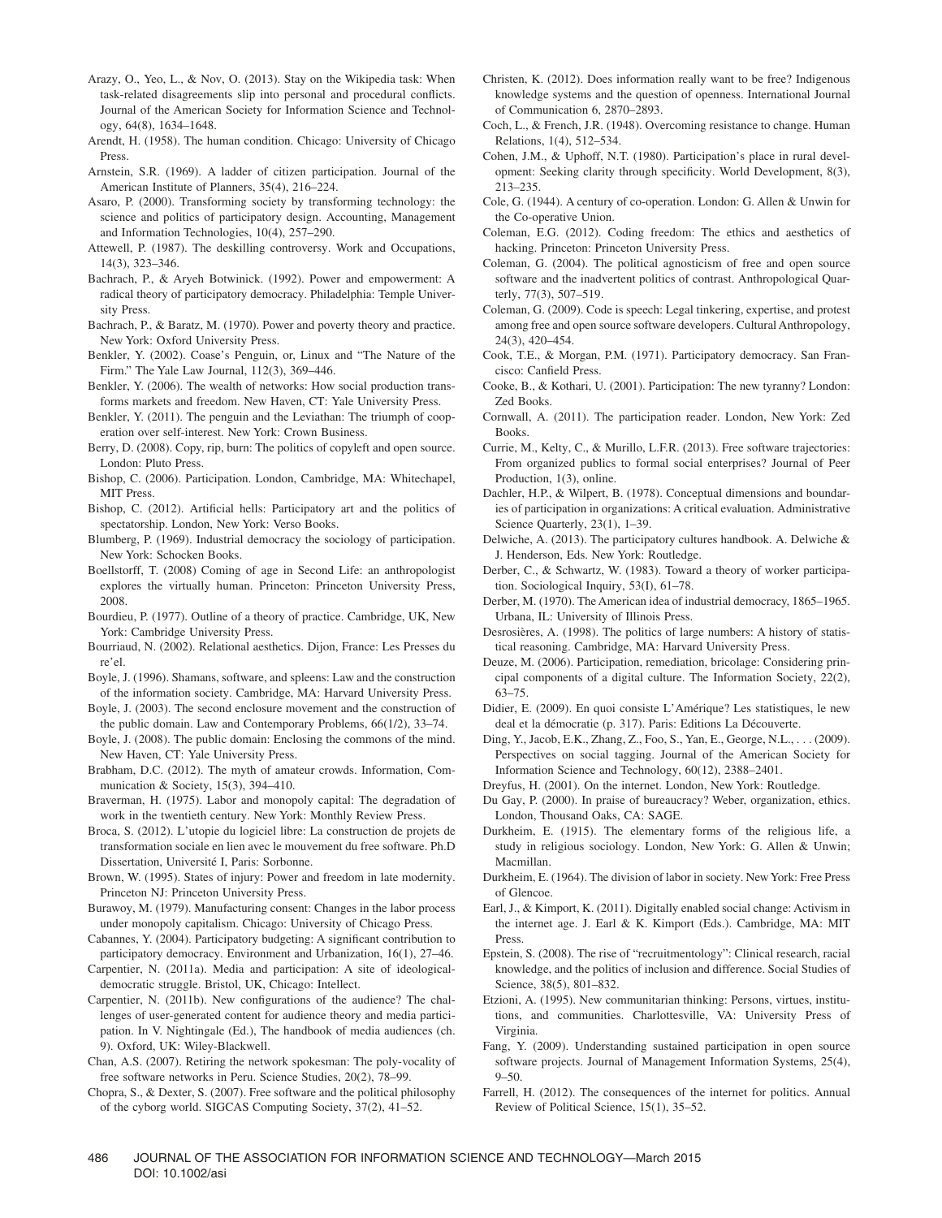Arazy, O., Yeo, L., & Nov, O. (2013). Stay on the Wikipedia task: When task-related disagreements slip into personal and procedural conflicts. Journal of the American Society for Information Science and Technology, 64(8), 1634–1648.

Arendt, H. (1958). The human condition. Chicago: University of Chicago Press.

Arnstein, S.R. (1969). A ladder of citizen participation. Journal of the American Institute of Planners, 35(4), 216–224.

Asaro, P. (2000). Transforming society by transforming technology: the science and politics of participatory design. Accounting, Management and Information Technologies, 10(4), 257–290.

Attewell, P. (1987). The deskilling controversy. Work and Occupations, 14(3), 323–346.

Bachrach, P., & Aryeh Botwinick. (1992). Power and empowerment: A radical theory of participatory democracy. Philadelphia: Temple University Press.

Bachrach, P., & Baratz, M. (1970). Power and poverty theory and practice. New York: Oxford University Press.

Benkler, Y. (2002). Coase's Penguin, or, Linux and "The Nature of the Firm." The Yale Law Journal, 112(3), 369–446.

Benkler, Y. (2006). The wealth of networks: How social production transforms markets and freedom. New Haven, CT: Yale University Press.

Benkler, Y. (2011). The penguin and the Leviathan: The triumph of cooperation over self-interest. New York: Crown Business.

Berry, D. (2008). Copy, rip, burn: The politics of copyleft and open source. London: Pluto Press.

Bishop, C. (2006). Participation. London, Cambridge, MA: Whitechapel, MIT Press.

Bishop, C. (2012). Artificial hells: Participatory art and the politics of spectatorship. London, New York: Verso Books.

Blumberg, P. (1969). Industrial democracy the sociology of participation. New York: Schocken Books.

Boellstorff, T. (2008) Coming of age in Second Life: an anthropologist explores the virtually human. Princeton: Princeton University Press, 2008.

Bourdieu, P. (1977). Outline of a theory of practice. Cambridge, UK, New York: Cambridge University Press.

Bourriaud, N. (2002). Relational aesthetics. Dijon, France: Les Presses du re'el.

Boyle, J. (1996). Shamans, software, and spleens: Law and the construction of the information society. Cambridge, MA: Harvard University Press.

Boyle, J. (2003). The second enclosure movement and the construction of the public domain. Law and Contemporary Problems, 66(1/2), 33–74.

Boyle, J. (2008). The public domain: Enclosing the commons of the mind. New Haven, CT: Yale University Press.

Brabham, D.C. (2012). The myth of amateur crowds. Information, Communication & Society, 15(3), 394–410.

Braverman, H. (1975). Labor and monopoly capital: The degradation of work in the twentieth century. New York: Monthly Review Press.

Broca, S. (2012). L'utopie du logiciel libre: La construction de projets de transformation sociale en lien avec le mouvement du free software. Ph.D Dissertation, Université I, Paris: Sorbonne.

Brown, W. (1995). States of injury: Power and freedom in late modernity. Princeton NJ: Princeton University Press.

Burawoy, M. (1979). Manufacturing consent: Changes in the labor process under monopoly capitalism. Chicago: University of Chicago Press.

Cabannes, Y. (2004). Participatory budgeting: A significant contribution to participatory democracy. Environment and Urbanization, 16(1), 27–46.

Carpentier, N. (2011a). Media and participation: A site of ideological-democratic struggle. Bristol, UK, Chicago: Intellect.

Carpentier, N. (2011b). New configurations of the audience? The challenges of user-generated content for audience theory and media participation. In V. Nightingale (Ed.), The handbook of media audiences (ch. 9). Oxford, UK: Wiley-Blackwell.

Chan, A.S. (2007). Retiring the network spokesman: The poly-vocality of free software networks in Peru. Science Studies, 20(2), 78–99.

Chopra, S., & Dexter, S. (2007). Free software and the political philosophy of the cyborg world. SIGCAS Computing Society, 37(2), 41–52.

Christen, K. (2012). Does information really want to be free? Indigenous knowledge systems and the question of openness. International Journal of Communication 6, 2870–2893.

Coch, L., & French, J.R. (1948). Overcoming resistance to change. Human Relations, 1(4), 512–534.

Cohen, J.M., & Uphoff, N.T. (1980). Participation's place in rural development: Seeking clarity through specificity. World Development, 8(3), 213–235.

Cole, G. (1944). A century of co-operation. London: G. Allen & Unwin for the Co-operative Union.

Coleman, E.G. (2012). Coding freedom: The ethics and aesthetics of hacking. Princeton: Princeton University Press.

Coleman, G. (2004). The political agnosticism of free and open source software and the inadvertent politics of contrast. Anthropological Quarterly, 77(3), 507–519.

Coleman, G. (2009). Code is speech: Legal tinkering, expertise, and protest among free and open source software developers. Cultural Anthropology, 24(3), 420–454.

Cook, T.E., & Morgan, P.M. (1971). Participatory democracy. San Francisco: Canfield Press.

Cooke, B., & Kothari, U. (2001). Participation: The new tyranny? London: Zed Books.

Cornwall, A. (2011). The participation reader. London, New York: Zed Books.

Currie, M., Kelty, C., & Murillo, L.F.R. (2013). Free software trajectories: From organized publics to formal social enterprises? Journal of Peer Production, 1(3), online.

Dachler, H.P., & Wilpert, B. (1978). Conceptual dimensions and boundaries of participation in organizations: A critical evaluation. Administrative Science Quarterly, 23(1), 1–39.

Delwiche, A. (2013). The participatory cultures handbook. A. Delwiche & J. Henderson, Eds. New York: Routledge.

Derber, C., & Schwartz, W. (1983). Toward a theory of worker participation. Sociological Inquiry, 53(I), 61–78.

Derber, M. (1970). The American idea of industrial democracy, 1865–1965. Urbana, IL: University of Illinois Press.

Desrosières, A. (1998). The politics of large numbers: A history of statistical reasoning. Cambridge, MA: Harvard University Press.

Deuze, M. (2006). Participation, remediation, bricolage: Considering principal components of a digital culture. The Information Society, 22(2), 63–75.

Didier, E. (2009). En quoi consiste L'Amérique? Les statistiques, le new deal et la démocratie (p. 317). Paris: Editions La Découverte.

Ding, Y., Jacob, E.K., Zhang, Z., Foo, S., Yan, E., George, N.L., . . . (2009). Perspectives on social tagging. Journal of the American Society for Information Science and Technology, 60(12), 2388–2401.

Dreyfus, H. (2001). On the internet. London, New York: Routledge.

Du Gay, P. (2000). In praise of bureaucracy? Weber, organization, ethics. London, Thousand Oaks, CA: SAGE.

Durkheim, E. (1915). The elementary forms of the religious life, a study in religious sociology. London, New York: G. Allen & Unwin; Macmillan.

Durkheim, E. (1964). The division of labor in society. New York: Free Press of Glencoe.

Earl, J., & Kimport, K. (2011). Digitally enabled social change: Activism in the internet age. J. Earl & K. Kimport (Eds.). Cambridge, MA: MIT Press.

Epstein, S. (2008). The rise of "recruitmentology": Clinical research, racial knowledge, and the politics of inclusion and difference. Social Studies of Science, 38(5), 801–832.

Etzioni, A. (1995). New communitarian thinking: Persons, virtues, institutions, and communities. Charlottesville, VA: University Press of Virginia.

Fang, Y. (2009). Understanding sustained participation in open source software projects. Journal of Management Information Systems, 25(4), 9–50.

Farrell, H. (2012). The consequences of the internet for politics. Annual Review of Political Science, 15(1), 35–52.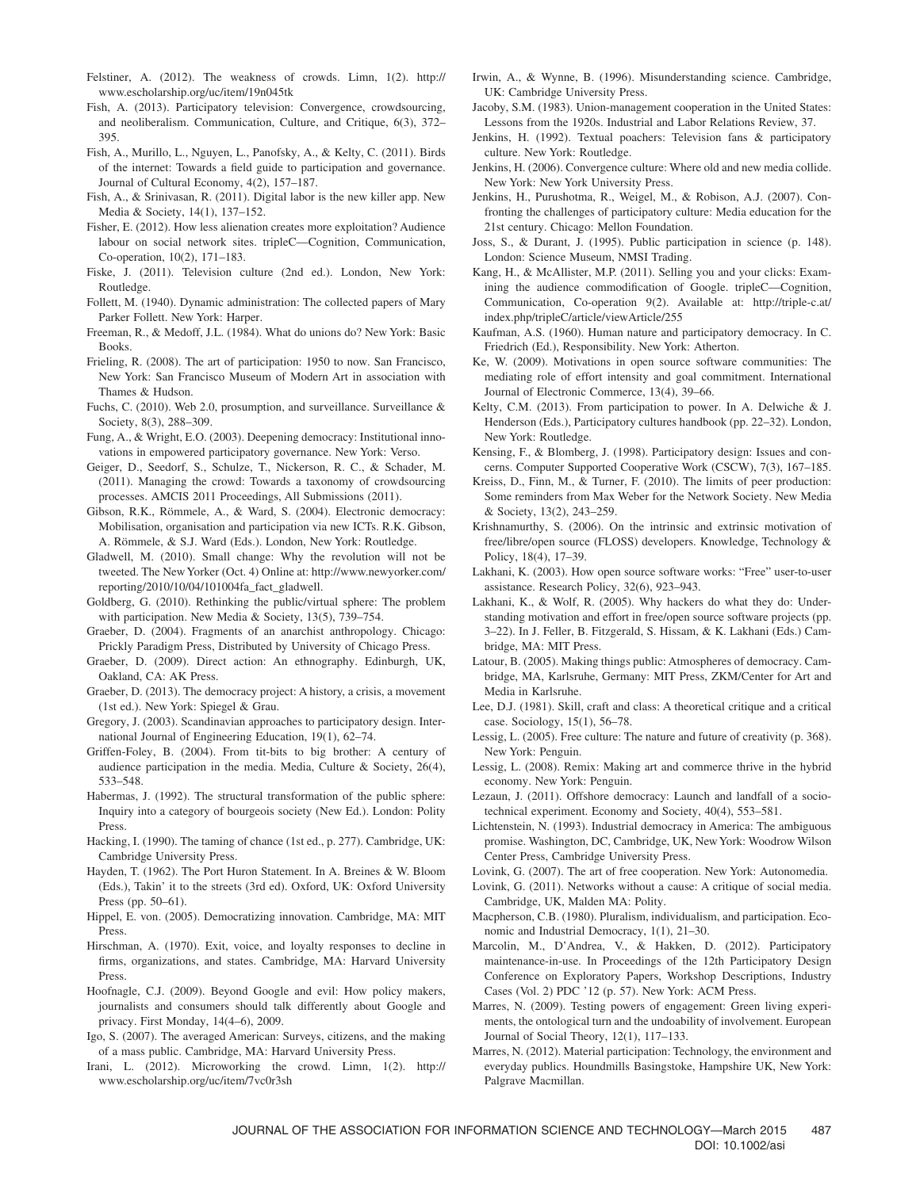Felstiner, A. (2012). The weakness of crowds. Limn, 1(2). http://www.escholarship.org/uc/item/19n045tk

Fish, A. (2013). Participatory television: Convergence, crowdsourcing, and neoliberalism. Communication, Culture, and Critique, 6(3), 372–395.

Fish, A., Murillo, L., Nguyen, L., Panofsky, A., & Kelty, C. (2011). Birds of the internet: Towards a field guide to participation and governance. Journal of Cultural Economy, 4(2), 157–187.

Fish, A., & Srinivasan, R. (2011). Digital labor is the new killer app. New Media & Society, 14(1), 137–152.

Fisher, E. (2012). How less alienation creates more exploitation? Audience labour on social network sites. tripleC—Cognition, Communication, Co-operation, 10(2), 171–183.

Fiske, J. (2011). Television culture (2nd ed.). London, New York: Routledge.

Follett, M. (1940). Dynamic administration: The collected papers of Mary Parker Follett. New York: Harper.

Freeman, R., & Medoff, J.L. (1984). What do unions do? New York: Basic Books.

Frieling, R. (2008). The art of participation: 1950 to now. San Francisco, New York: San Francisco Museum of Modern Art in association with Thames & Hudson.

Fuchs, C. (2010). Web 2.0, prosumption, and surveillance. Surveillance & Society, 8(3), 288–309.

Fung, A., & Wright, E.O. (2003). Deepening democracy: Institutional innovations in empowered participatory governance. New York: Verso.

Geiger, D., Seedorf, S., Schulze, T., Nickerson, R. C., & Schader, M. (2011). Managing the crowd: Towards a taxonomy of crowdsourcing processes. AMCIS 2011 Proceedings, All Submissions (2011).

Gibson, R.K., Römmele, A., & Ward, S. (2004). Electronic democracy: Mobilisation, organisation and participation via new ICTs. R.K. Gibson, A. Römmele, & S.J. Ward (Eds.). London, New York: Routledge.

Gladwell, M. (2010). Small change: Why the revolution will not be tweeted. The New Yorker (Oct. 4) Online at: http://www.newyorker.com/reporting/2010/10/04/101004fa_fact_gladwell.

Goldberg, G. (2010). Rethinking the public/virtual sphere: The problem with participation. New Media & Society, 13(5), 739–754.

Graeber, D. (2004). Fragments of an anarchist anthropology. Chicago: Prickly Paradigm Press, Distributed by University of Chicago Press.

Graeber, D. (2009). Direct action: An ethnography. Edinburgh, UK, Oakland, CA: AK Press.

Graeber, D. (2013). The democracy project: A history, a crisis, a movement (1st ed.). New York: Spiegel & Grau.

Gregory, J. (2003). Scandinavian approaches to participatory design. International Journal of Engineering Education, 19(1), 62–74.

Griffen-Foley, B. (2004). From tit-bits to big brother: A century of audience participation in the media. Media, Culture & Society, 26(4), 533–548.

Habermas, J. (1992). The structural transformation of the public sphere: Inquiry into a category of bourgeois society (New Ed.). London: Polity Press.

Hacking, I. (1990). The taming of chance (1st ed., p. 277). Cambridge, UK: Cambridge University Press.

Hayden, T. (1962). The Port Huron Statement. In A. Breines & W. Bloom (Eds.), Takin' it to the streets (3rd ed). Oxford, UK: Oxford University Press (pp. 50–61).

Hippel, E. von. (2005). Democratizing innovation. Cambridge, MA: MIT Press.

Hirschman, A. (1970). Exit, voice, and loyalty responses to decline in firms, organizations, and states. Cambridge, MA: Harvard University Press.

Hoofnagle, C.J. (2009). Beyond Google and evil: How policy makers, journalists and consumers should talk differently about Google and privacy. First Monday, 14(4–6), 2009.

Igo, S. (2007). The averaged American: Surveys, citizens, and the making of a mass public. Cambridge, MA: Harvard University Press.

Irani, L. (2012). Microworking the crowd. Limn, 1(2). http://www.escholarship.org/uc/item/7vc0r3sh

Irwin, A., & Wynne, B. (1996). Misunderstanding science. Cambridge, UK: Cambridge University Press.

Jacoby, S.M. (1983). Union-management cooperation in the United States: Lessons from the 1920s. Industrial and Labor Relations Review, 37.

Jenkins, H. (1992). Textual poachers: Television fans & participatory culture. New York: Routledge.

Jenkins, H. (2006). Convergence culture: Where old and new media collide. New York: New York University Press.

Jenkins, H., Purushotma, R., Weigel, M., & Robison, A.J. (2007). Confronting the challenges of participatory culture: Media education for the 21st century. Chicago: Mellon Foundation.

Joss, S., & Durant, J. (1995). Public participation in science (p. 148). London: Science Museum, NMSI Trading.

Kang, H., & McAllister, M.P. (2011). Selling you and your clicks: Examining the audience commodification of Google. tripleC—Cognition, Communication, Co-operation 9(2). Available at: http://triple-c.at/index.php/tripleC/article/viewArticle/255

Kaufman, A.S. (1960). Human nature and participatory democracy. In C. Friedrich (Ed.), Responsibility. New York: Atherton.

Ke, W. (2009). Motivations in open source software communities: The mediating role of effort intensity and goal commitment. International Journal of Electronic Commerce, 13(4), 39–66.

Kelty, C.M. (2013). From participation to power. In A. Delwiche & J. Henderson (Eds.), Participatory cultures handbook (pp. 22–32). London, New York: Routledge.

Kensing, F., & Blomberg, J. (1998). Participatory design: Issues and concerns. Computer Supported Cooperative Work (CSCW), 7(3), 167–185.

Kreiss, D., Finn, M., & Turner, F. (2010). The limits of peer production: Some reminders from Max Weber for the Network Society. New Media & Society, 13(2), 243–259.

Krishnamurthy, S. (2006). On the intrinsic and extrinsic motivation of free/libre/open source (FLOSS) developers. Knowledge, Technology & Policy, 18(4), 17–39.

Lakhani, K. (2003). How open source software works: "Free" user-to-user assistance. Research Policy, 32(6), 923–943.

Lakhani, K., & Wolf, R. (2005). Why hackers do what they do: Understanding motivation and effort in free/open source software projects (pp. 3–22). In J. Feller, B. Fitzgerald, S. Hissam, & K. Lakhani (Eds.) Cambridge, MA: MIT Press.

Latour, B. (2005). Making things public: Atmospheres of democracy. Cambridge, MA, Karlsruhe, Germany: MIT Press, ZKM/Center for Art and Media in Karlsruhe.

Lee, D.J. (1981). Skill, craft and class: A theoretical critique and a critical case. Sociology, 15(1), 56–78.

Lessig, L. (2005). Free culture: The nature and future of creativity (p. 368). New York: Penguin.

Lessig, L. (2008). Remix: Making art and commerce thrive in the hybrid economy. New York: Penguin.

Lezaun, J. (2011). Offshore democracy: Launch and landfall of a socio-technical experiment. Economy and Society, 40(4), 553–581.

Lichtenstein, N. (1993). Industrial democracy in America: The ambiguous promise. Washington, DC, Cambridge, UK, New York: Woodrow Wilson Center Press, Cambridge University Press.

Lovink, G. (2007). The art of free cooperation. New York: Autonomedia.

Lovink, G. (2011). Networks without a cause: A critique of social media. Cambridge, UK, Malden MA: Polity.

Macpherson, C.B. (1980). Pluralism, individualism, and participation. Economic and Industrial Democracy, 1(1), 21–30.

Marcolin, M., D'Andrea, V., & Hakken, D. (2012). Participatory maintenance-in-use. In Proceedings of the 12th Participatory Design Conference on Exploratory Papers, Workshop Descriptions, Industry Cases (Vol. 2) PDC '12 (p. 57). New York: ACM Press.

Marres, N. (2009). Testing powers of engagement: Green living experiments, the ontological turn and the undoability of involvement. European Journal of Social Theory, 12(1), 117–133.

Marres, N. (2012). Material participation: Technology, the environment and everyday publics. Houndmills Basingstoke, Hampshire UK, New York: Palgrave Macmillan.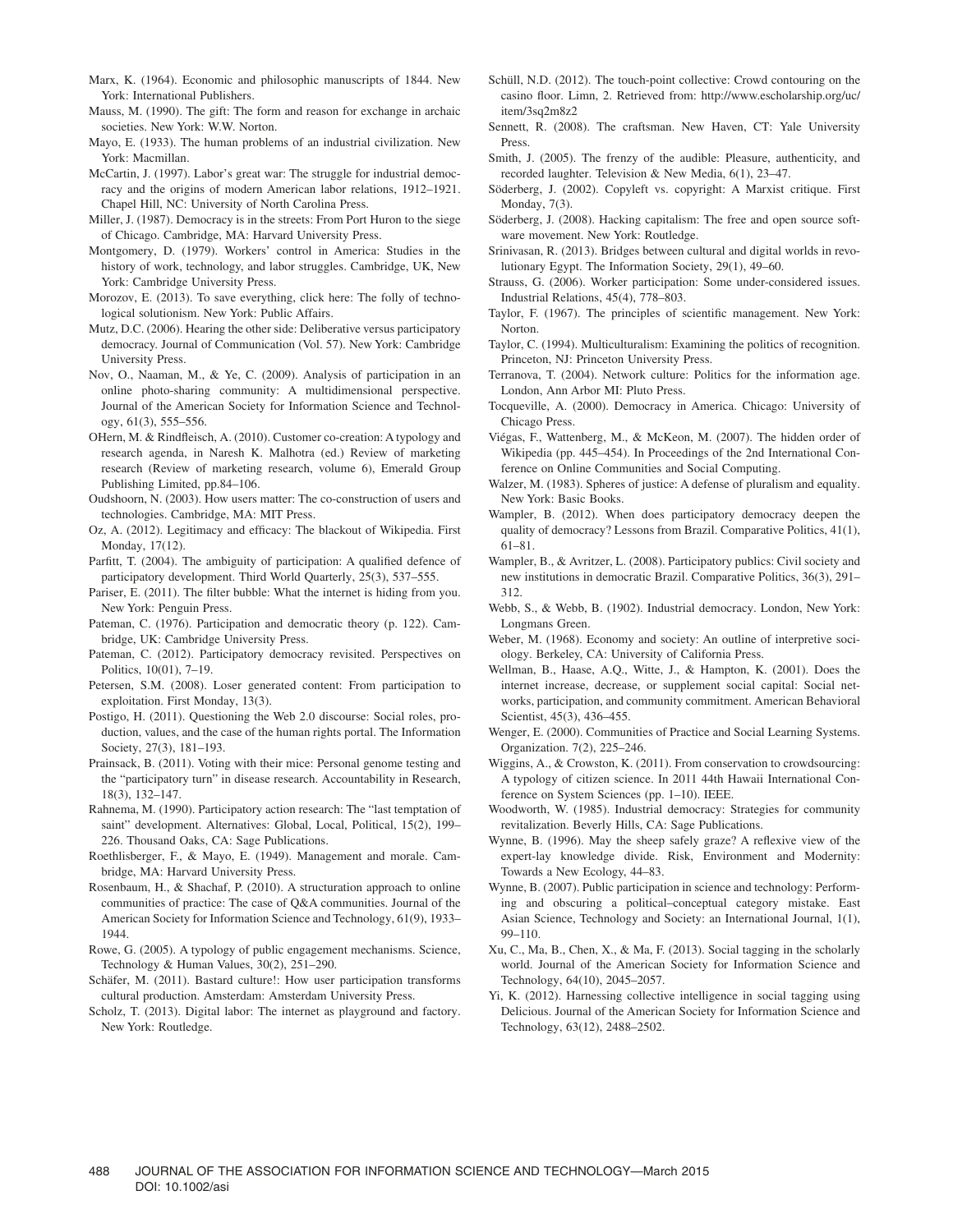Marx, K. (1964). Economic and philosophic manuscripts of 1844. New York: International Publishers.

Mauss, M. (1990). The gift: The form and reason for exchange in archaic societies. New York: W.W. Norton.

Mayo, E. (1933). The human problems of an industrial civilization. New York: Macmillan.

McCartin, J. (1997). Labor's great war: The struggle for industrial democracy and the origins of modern American labor relations, 1912–1921. Chapel Hill, NC: University of North Carolina Press.

Miller, J. (1987). Democracy is in the streets: From Port Huron to the siege of Chicago. Cambridge, MA: Harvard University Press.

Montgomery, D. (1979). Workers' control in America: Studies in the history of work, technology, and labor struggles. Cambridge, UK, New York: Cambridge University Press.

Morozov, E. (2013). To save everything, click here: The folly of technological solutionism. New York: Public Affairs.

Mutz, D.C. (2006). Hearing the other side: Deliberative versus participatory democracy. Journal of Communication (Vol. 57). New York: Cambridge University Press.

Nov, O., Naaman, M., & Ye, C. (2009). Analysis of participation in an online photo-sharing community: A multidimensional perspective. Journal of the American Society for Information Science and Technology, 61(3), 555–556.

OHern, M. & Rindfleisch, A. (2010). Customer co-creation: A typology and research agenda, in Naresh K. Malhotra (ed.) Review of marketing research (Review of marketing research, volume 6), Emerald Group Publishing Limited, pp.84–106.

Oudshoorn, N. (2003). How users matter: The co-construction of users and technologies. Cambridge, MA: MIT Press.

Oz, A. (2012). Legitimacy and efficacy: The blackout of Wikipedia. First Monday, 17(12).

Parfitt, T. (2004). The ambiguity of participation: A qualified defence of participatory development. Third World Quarterly, 25(3), 537–555.

Pariser, E. (2011). The filter bubble: What the internet is hiding from you. New York: Penguin Press.

Pateman, C. (1976). Participation and democratic theory (p. 122). Cambridge, UK: Cambridge University Press.

Pateman, C. (2012). Participatory democracy revisited. Perspectives on Politics, 10(01), 7–19.

Petersen, S.M. (2008). Loser generated content: From participation to exploitation. First Monday, 13(3).

Postigo, H. (2011). Questioning the Web 2.0 discourse: Social roles, production, values, and the case of the human rights portal. The Information Society, 27(3), 181–193.

Prainsack, B. (2011). Voting with their mice: Personal genome testing and the "participatory turn" in disease research. Accountability in Research, 18(3), 132–147.

Rahnema, M. (1990). Participatory action research: The "last temptation of saint" development. Alternatives: Global, Local, Political, 15(2), 199–226. Thousand Oaks, CA: Sage Publications.

Roethlisberger, F., & Mayo, E. (1949). Management and morale. Cambridge, MA: Harvard University Press.

Rosenbaum, H., & Shachaf, P. (2010). A structuration approach to online communities of practice: The case of Q&A communities. Journal of the American Society for Information Science and Technology, 61(9), 1933–1944.

Rowe, G. (2005). A typology of public engagement mechanisms. Science, Technology & Human Values, 30(2), 251–290.

Schäfer, M. (2011). Bastard culture!: How user participation transforms cultural production. Amsterdam: Amsterdam University Press.

Scholz, T. (2013). Digital labor: The internet as playground and factory. New York: Routledge.

Schüll, N.D. (2012). The touch-point collective: Crowd contouring on the casino floor. Limn, 2. Retrieved from: http://www.escholarship.org/uc/item/3sq2m8z2

Sennett, R. (2008). The craftsman. New Haven, CT: Yale University Press.

Smith, J. (2005). The frenzy of the audible: Pleasure, authenticity, and recorded laughter. Television & New Media, 6(1), 23–47.

Söderberg, J. (2002). Copyleft vs. copyright: A Marxist critique. First Monday, 7(3).

Söderberg, J. (2008). Hacking capitalism: The free and open source software movement. New York: Routledge.

Srinivasan, R. (2013). Bridges between cultural and digital worlds in revolutionary Egypt. The Information Society, 29(1), 49–60.

Strauss, G. (2006). Worker participation: Some under-considered issues. Industrial Relations, 45(4), 778–803.

Taylor, F. (1967). The principles of scientific management. New York: Norton.

Taylor, C. (1994). Multiculturalism: Examining the politics of recognition. Princeton, NJ: Princeton University Press.

Terranova, T. (2004). Network culture: Politics for the information age. London, Ann Arbor MI: Pluto Press.

Tocqueville, A. (2000). Democracy in America. Chicago: University of Chicago Press.

Viégas, F., Wattenberg, M., & McKeon, M. (2007). The hidden order of Wikipedia (pp. 445–454). In Proceedings of the 2nd International Conference on Online Communities and Social Computing.

Walzer, M. (1983). Spheres of justice: A defense of pluralism and equality. New York: Basic Books.

Wampler, B. (2012). When does participatory democracy deepen the quality of democracy? Lessons from Brazil. Comparative Politics, 41(1), 61–81.

Wampler, B., & Avritzer, L. (2008). Participatory publics: Civil society and new institutions in democratic Brazil. Comparative Politics, 36(3), 291–312.

Webb, S., & Webb, B. (1902). Industrial democracy. London, New York: Longmans Green.

Weber, M. (1968). Economy and society: An outline of interpretive sociology. Berkeley, CA: University of California Press.

Wellman, B., Haase, A.Q., Witte, J., & Hampton, K. (2001). Does the internet increase, decrease, or supplement social capital: Social networks, participation, and community commitment. American Behavioral Scientist, 45(3), 436–455.

Wenger, E. (2000). Communities of Practice and Social Learning Systems. Organization. 7(2), 225–246.

Wiggins, A., & Crowston, K. (2011). From conservation to crowdsourcing: A typology of citizen science. In 2011 44th Hawaii International Conference on System Sciences (pp. 1–10). IEEE.

Woodworth, W. (1985). Industrial democracy: Strategies for community revitalization. Beverly Hills, CA: Sage Publications.

Wynne, B. (1996). May the sheep safely graze? A reflexive view of the expert-lay knowledge divide. Risk, Environment and Modernity: Towards a New Ecology, 44–83.

Wynne, B. (2007). Public participation in science and technology: Performing and obscuring a political–conceptual category mistake. East Asian Science, Technology and Society: an International Journal, 1(1), 99–110.

Xu, C., Ma, B., Chen, X., & Ma, F. (2013). Social tagging in the scholarly world. Journal of the American Society for Information Science and Technology, 64(10), 2045–2057.

Yi, K. (2012). Harnessing collective intelligence in social tagging using Delicious. Journal of the American Society for Information Science and Technology, 63(12), 2488–2502.